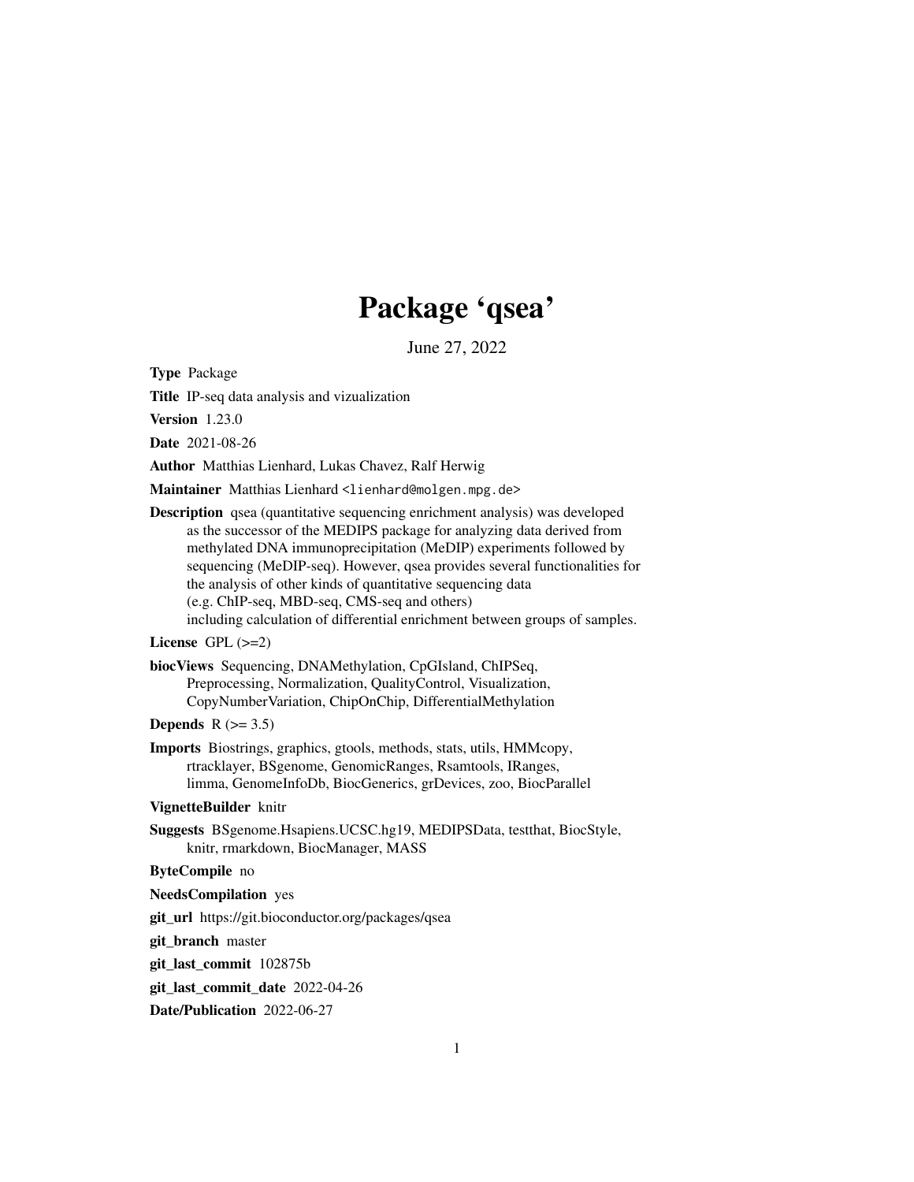# Package 'qsea'

June 27, 2022

**Type** Package

**Title** IP-seq data analysis and vizualization

**Version** 1.23.0

**Date** 2021-08-26

**Author** Matthias Lienhard, Lukas Chavez, Ralf Herwig

**Maintainer** Matthias Lienhard <lienhard@molgen.mpg.de>

**Description** qsea (quantitative sequencing enrichment analysis) was developed as the successor of the MEDIPS package for analyzing data derived from methylated DNA immunoprecipitation (MeDIP) experiments followed by sequencing (MeDIP-seq). However, qsea provides several functionalities for the analysis of other kinds of quantitative sequencing data (e.g. ChIP-seq, MBD-seq, CMS-seq and others) including calculation of differential enrichment between groups of samples.

**License** GPL (>=2)

**biocViews** Sequencing, DNAMethylation, CpGIsland, ChIPSeq, Preprocessing, Normalization, QualityControl, Visualization, CopyNumberVariation, ChipOnChip, DifferentialMethylation

**Depends** R (>= 3.5)

**Imports** Biostrings, graphics, gtools, methods, stats, utils, HMMcopy, rtracklayer, BSgenome, GenomicRanges, Rsamtools, IRanges, limma, GenomeInfoDb, BiocGenerics, grDevices, zoo, BiocParallel

**VignetteBuilder** knitr

**Suggests** BSgenome.Hsapiens.UCSC.hg19, MEDIPSData, testthat, BiocStyle, knitr, rmarkdown, BiocManager, MASS

**ByteCompile** no

**NeedsCompilation** yes

**git_url** https://git.bioconductor.org/packages/qsea

**git_branch** master

**git_last_commit** 102875b

**git_last_commit_date** 2022-04-26

**Date/Publication** 2022-06-27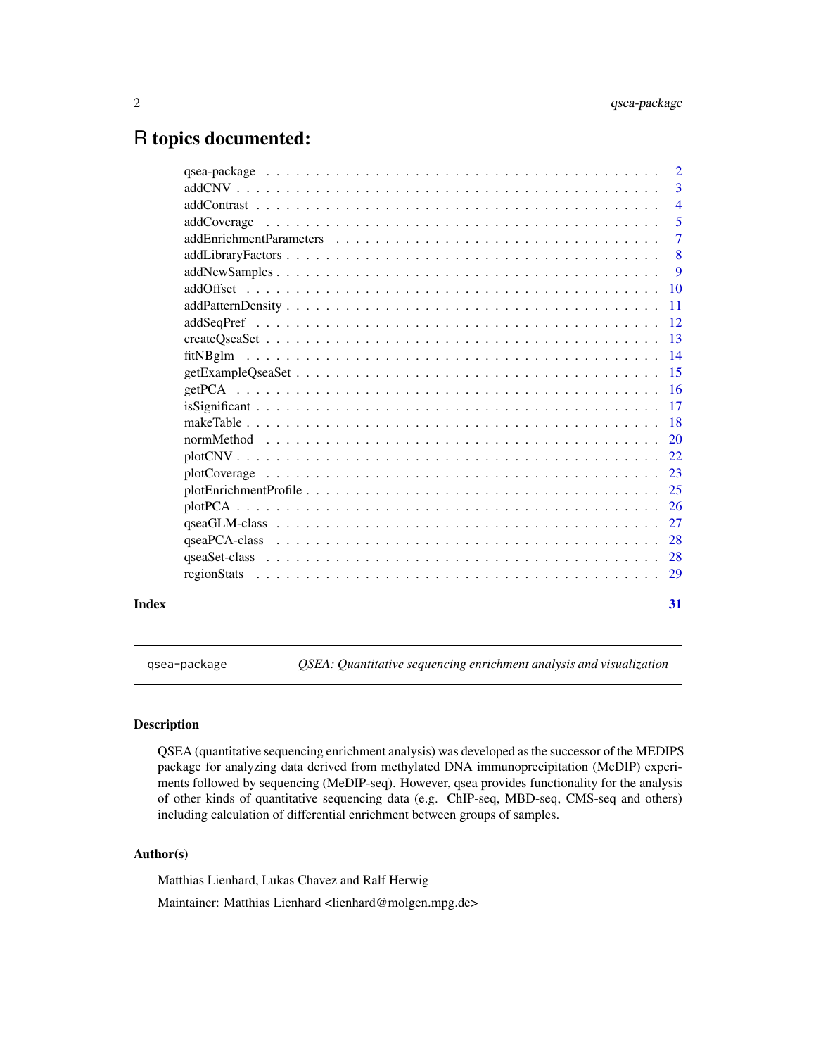# R topics documented:

| | |
|---|---|
| qsea-package | 2 |
| addCNV | 3 |
| addContrast | 4 |
| addCoverage | 5 |
| addEnrichmentParameters | 7 |
| addLibraryFactors | 8 |
| addNewSamples | 9 |
| addOffset | 10 |
| addPatternDensity | 11 |
| addSeqPref | 12 |
| createQseaSet | 13 |
| fitNBglm | 14 |
| getExampleQseaSet | 15 |
| getPCA | 16 |
| isSignificant | 17 |
| makeTable | 18 |
| normMethod | 20 |
| plotCNV | 22 |
| plotCoverage | 23 |
| plotEnrichmentProfile | 25 |
| plotPCA | 26 |
| qseaGLM-class | 27 |
| qseaPCA-class | 28 |
| qseaSet-class | 28 |
| regionStats | 29 |
| **Index** | **31** |

---

qsea-package *QSEA: Quantitative sequencing enrichment analysis and visualization*

---

## Description

QSEA (quantitative sequencing enrichment analysis) was developed as the successor of the MEDIPS package for analyzing data derived from methylated DNA immunoprecipitation (MeDIP) experiments followed by sequencing (MeDIP-seq). However, qsea provides functionality for the analysis of other kinds of quantitative sequencing data (e.g. ChIP-seq, MBD-seq, CMS-seq and others) including calculation of differential enrichment between groups of samples.

## Author(s)

Matthias Lienhard, Lukas Chavez and Ralf Herwig

Maintainer: Matthias Lienhard <lienhard@molgen.mpg.de>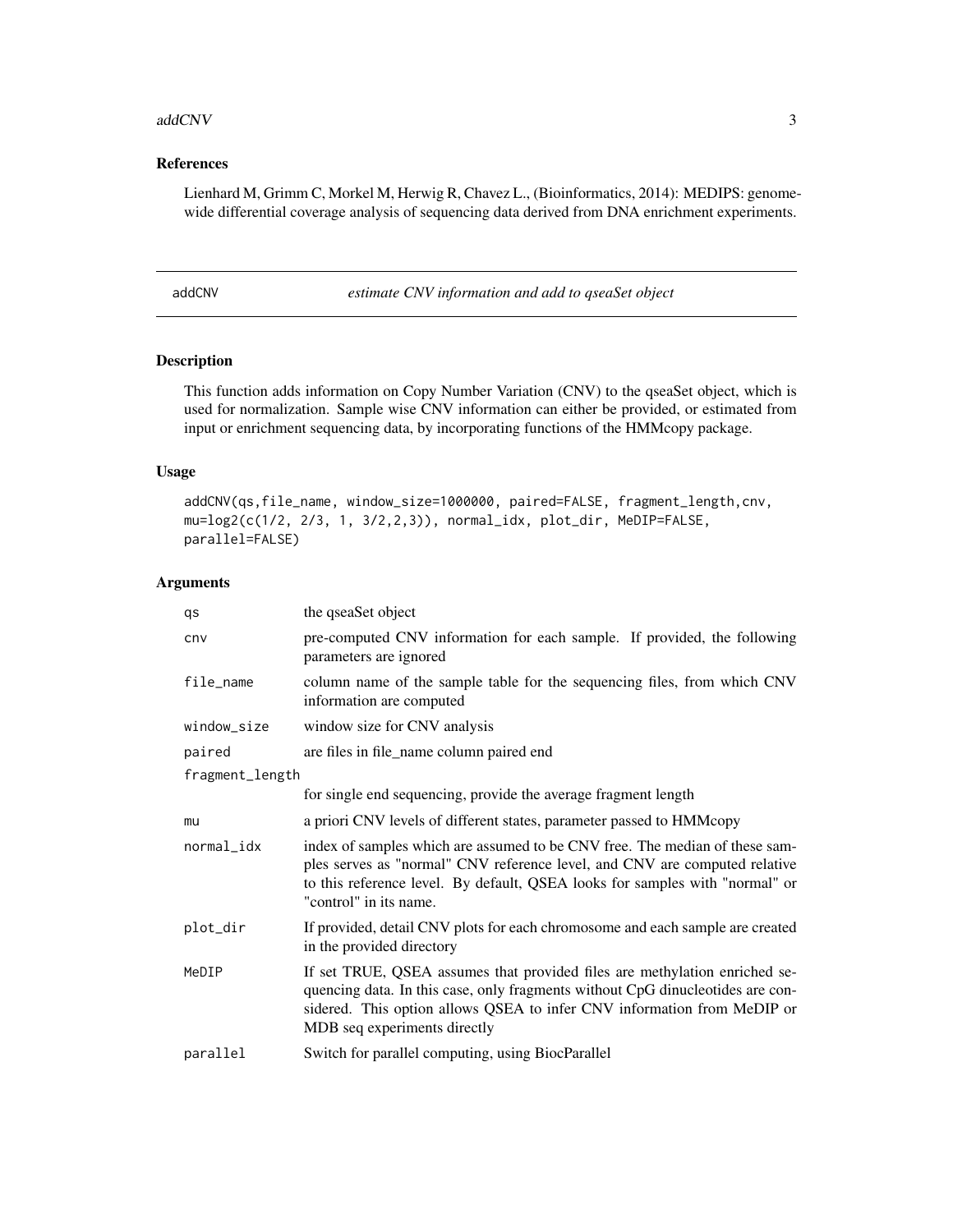## References

Lienhard M, Grimm C, Morkel M, Herwig R, Chavez L., (Bioinformatics, 2014): MEDIPS: genome-wide differential coverage analysis of sequencing data derived from DNA enrichment experiments.

---

## addCNV *estimate CNV information and add to qseaSet object*

---

### Description

This function adds information on Copy Number Variation (CNV) to the qseaSet object, which is used for normalization. Sample wise CNV information can either be provided, or estimated from input or enrichment sequencing data, by incorporating functions of the HMMcopy package.

### Usage

```
addCNV(qs,file_name, window_size=1000000, paired=FALSE, fragment_length,cnv,
mu=log2(c(1/2, 2/3, 1, 3/2,2,3)), normal_idx, plot_dir, MeDIP=FALSE,
parallel=FALSE)
```

### Arguments

| | |
|---|---|
| `qs` | the qseaSet object |
| `cnv` | pre-computed CNV information for each sample. If provided, the following parameters are ignored |
| `file_name` | column name of the sample table for the sequencing files, from which CNV information are computed |
| `window_size` | window size for CNV analysis |
| `paired` | are files in file_name column paired end |
| `fragment_length` | for single end sequencing, provide the average fragment length |
| `mu` | a priori CNV levels of different states, parameter passed to HMMcopy |
| `normal_idx` | index of samples which are assumed to be CNV free. The median of these samples serves as "normal" CNV reference level, and CNV are computed relative to this reference level. By default, QSEA looks for samples with "normal" or "control" in its name. |
| `plot_dir` | If provided, detail CNV plots for each chromosome and each sample are created in the provided directory |
| `MeDIP` | If set TRUE, QSEA assumes that provided files are methylation enriched sequencing data. In this case, only fragments without CpG dinucleotides are considered. This option allows QSEA to infer CNV information from MeDIP or MDB seq experiments directly |
| `parallel` | Switch for parallel computing, using BiocParallel |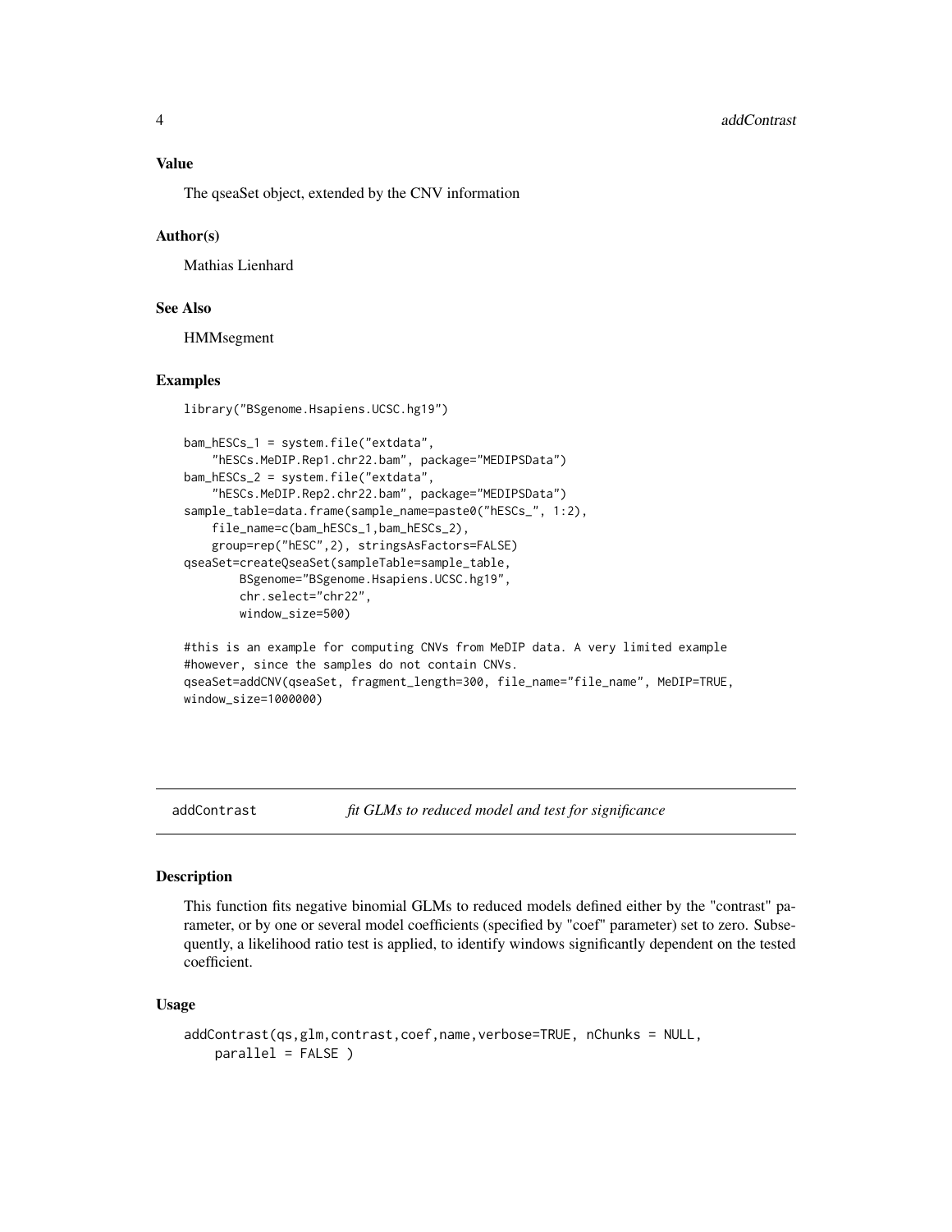### Value

The qseaSet object, extended by the CNV information

### Author(s)

Mathias Lienhard

### See Also

HMMsegment

### Examples

```
library("BSgenome.Hsapiens.UCSC.hg19")

bam_hESCs_1 = system.file("extdata",
    "hESCs.MeDIP.Rep1.chr22.bam", package="MEDIPSData")
bam_hESCs_2 = system.file("extdata",
    "hESCs.MeDIP.Rep2.chr22.bam", package="MEDIPSData")
sample_table=data.frame(sample_name=paste0("hESCs_", 1:2),
    file_name=c(bam_hESCs_1,bam_hESCs_2),
    group=rep("hESC",2), stringsAsFactors=FALSE)
qseaSet=createQseaSet(sampleTable=sample_table,
        BSgenome="BSgenome.Hsapiens.UCSC.hg19",
        chr.select="chr22",
        window_size=500)

#this is an example for computing CNVs from MeDIP data. A very limited example
#however, since the samples do not contain CNVs.
qseaSet=addCNV(qseaSet, fragment_length=300, file_name="file_name", MeDIP=TRUE,
window_size=1000000)
```

---

## addContrast — *fit GLMs to reduced model and test for significance*

### Description

This function fits negative binomial GLMs to reduced models defined either by the "contrast" parameter, or by one or several model coefficients (specified by "coef" parameter) set to zero. Subsequently, a likelihood ratio test is applied, to identify windows significantly dependent on the tested coefficient.

### Usage

```
addContrast(qs,glm,contrast,coef,name,verbose=TRUE, nChunks = NULL,
    parallel = FALSE )
```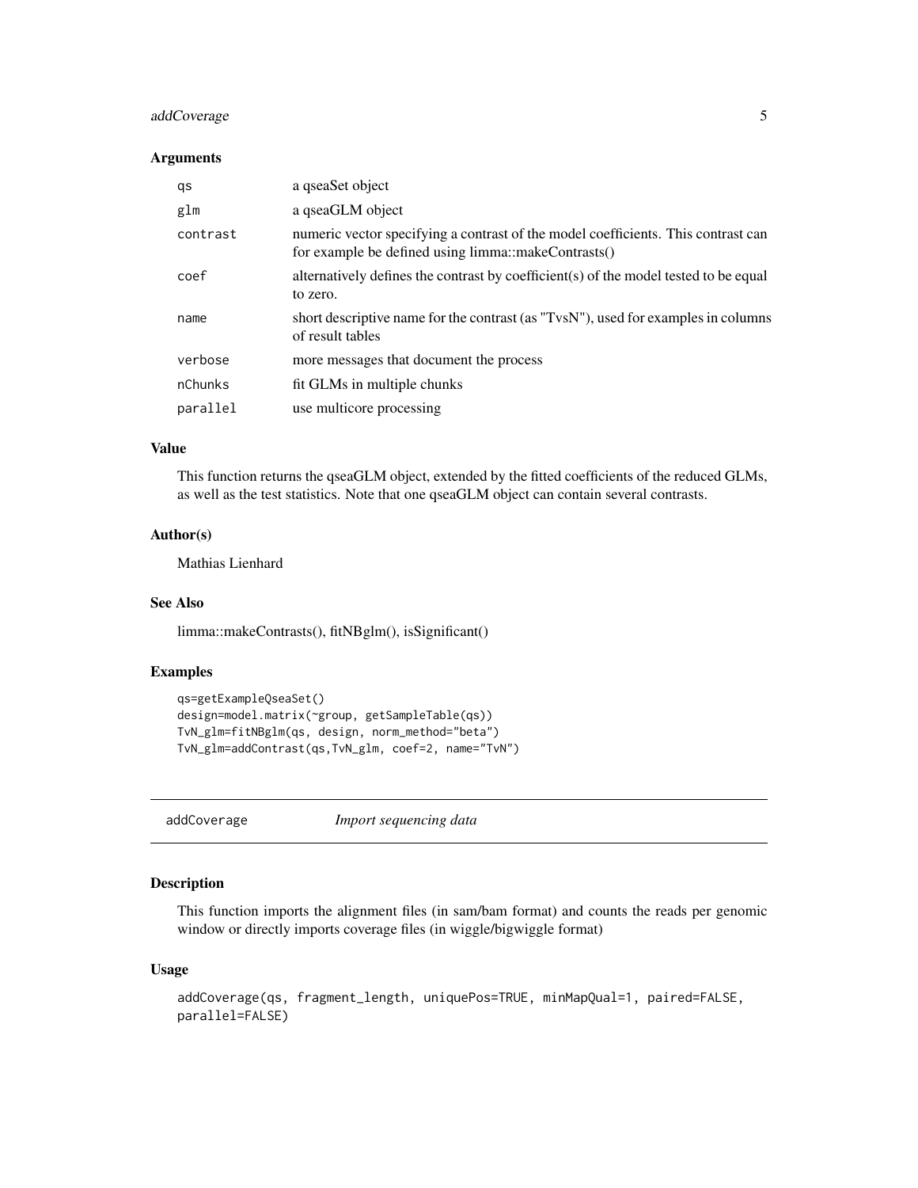### Arguments

| | |
|---|---|
| qs | a qseaSet object |
| glm | a qseaGLM object |
| contrast | numeric vector specifying a contrast of the model coefficients. This contrast can for example be defined using limma::makeContrasts() |
| coef | alternatively defines the contrast by coefficient(s) of the model tested to be equal to zero. |
| name | short descriptive name for the contrast (as "TvsN"), used for examples in columns of result tables |
| verbose | more messages that document the process |
| nChunks | fit GLMs in multiple chunks |
| parallel | use multicore processing |

### Value

This function returns the qseaGLM object, extended by the fitted coefficients of the reduced GLMs, as well as the test statistics. Note that one qseaGLM object can contain several contrasts.

### Author(s)

Mathias Lienhard

### See Also

limma::makeContrasts(), fitNBglm(), isSignificant()

### Examples

```
qs=getExampleQseaSet()
design=model.matrix(~group, getSampleTable(qs))
TvN_glm=fitNBglm(qs, design, norm_method="beta")
TvN_glm=addContrast(qs,TvN_glm, coef=2, name="TvN")
```

---

## addCoverage *Import sequencing data*

---

### Description

This function imports the alignment files (in sam/bam format) and counts the reads per genomic window or directly imports coverage files (in wiggle/bigwiggle format)

### Usage

```
addCoverage(qs, fragment_length, uniquePos=TRUE, minMapQual=1, paired=FALSE,
parallel=FALSE)
```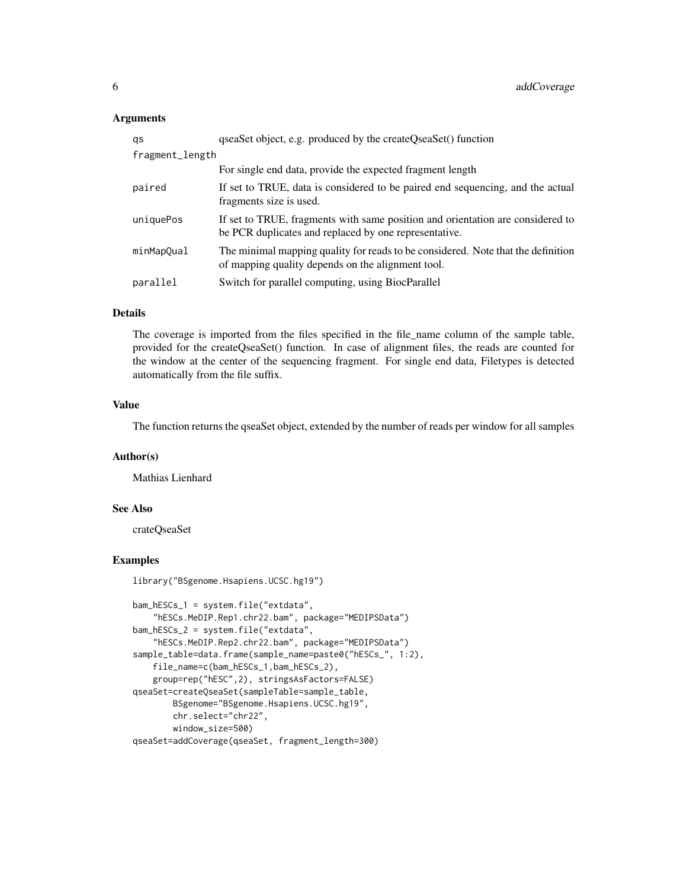## Arguments

| | |
|---|---|
| qs | qseaSet object, e.g. produced by the createQseaSet() function |
| fragment_length | For single end data, provide the expected fragment length |
| paired | If set to TRUE, data is considered to be paired end sequencing, and the actual fragments size is used. |
| uniquePos | If set to TRUE, fragments with same position and orientation are considered to be PCR duplicates and replaced by one representative. |
| minMapQual | The minimal mapping quality for reads to be considered. Note that the definition of mapping quality depends on the alignment tool. |
| parallel | Switch for parallel computing, using BiocParallel |

## Details

The coverage is imported from the files specified in the file_name column of the sample table, provided for the createQseaSet() function. In case of alignment files, the reads are counted for the window at the center of the sequencing fragment. For single end data, Filetypes is detected automatically from the file suffix.

## Value

The function returns the qseaSet object, extended by the number of reads per window for all samples

## Author(s)

Mathias Lienhard

## See Also

crateQseaSet

## Examples

```
library("BSgenome.Hsapiens.UCSC.hg19")

bam_hESCs_1 = system.file("extdata",
    "hESCs.MeDIP.Rep1.chr22.bam", package="MEDIPSData")
bam_hESCs_2 = system.file("extdata",
    "hESCs.MeDIP.Rep2.chr22.bam", package="MEDIPSData")
sample_table=data.frame(sample_name=paste0("hESCs_", 1:2),
    file_name=c(bam_hESCs_1,bam_hESCs_2),
    group=rep("hESC",2), stringsAsFactors=FALSE)
qseaSet=createQseaSet(sampleTable=sample_table,
        BSgenome="BSgenome.Hsapiens.UCSC.hg19",
        chr.select="chr22",
        window_size=500)
qseaSet=addCoverage(qseaSet, fragment_length=300)
```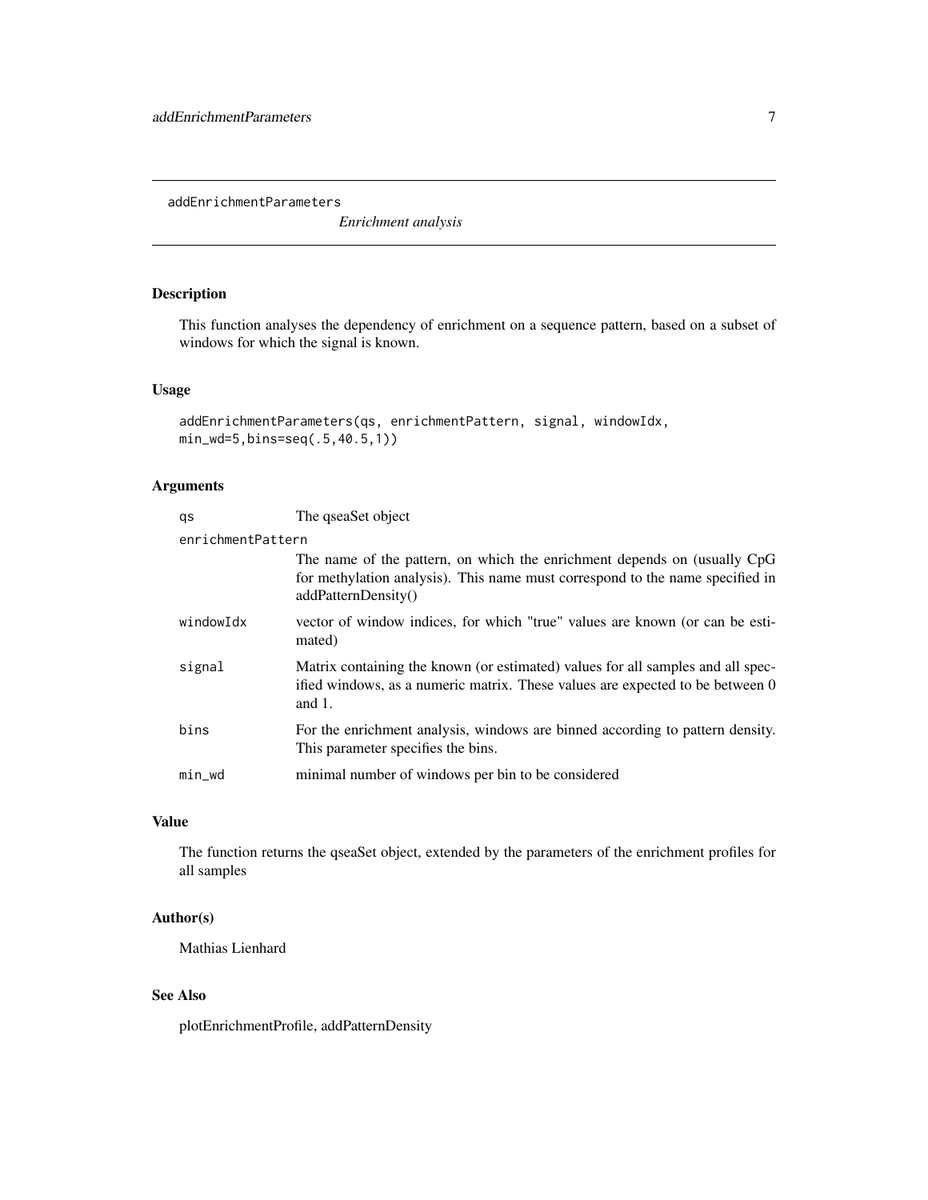addEnrichmentParameters

*Enrichment analysis*

## Description

This function analyses the dependency of enrichment on a sequence pattern, based on a subset of windows for which the signal is known.

## Usage

```
addEnrichmentParameters(qs, enrichmentPattern, signal, windowIdx,
min_wd=5,bins=seq(.5,40.5,1))
```

## Arguments

| | |
|---|---|
| qs | The qseaSet object |
| enrichmentPattern | The name of the pattern, on which the enrichment depends on (usually CpG for methylation analysis). This name must correspond to the name specified in addPatternDensity() |
| windowIdx | vector of window indices, for which "true" values are known (or can be estimated) |
| signal | Matrix containing the known (or estimated) values for all samples and all specified windows, as a numeric matrix. These values are expected to be between 0 and 1. |
| bins | For the enrichment analysis, windows are binned according to pattern density. This parameter specifies the bins. |
| min_wd | minimal number of windows per bin to be considered |

## Value

The function returns the qseaSet object, extended by the parameters of the enrichment profiles for all samples

## Author(s)

Mathias Lienhard

## See Also

plotEnrichmentProfile, addPatternDensity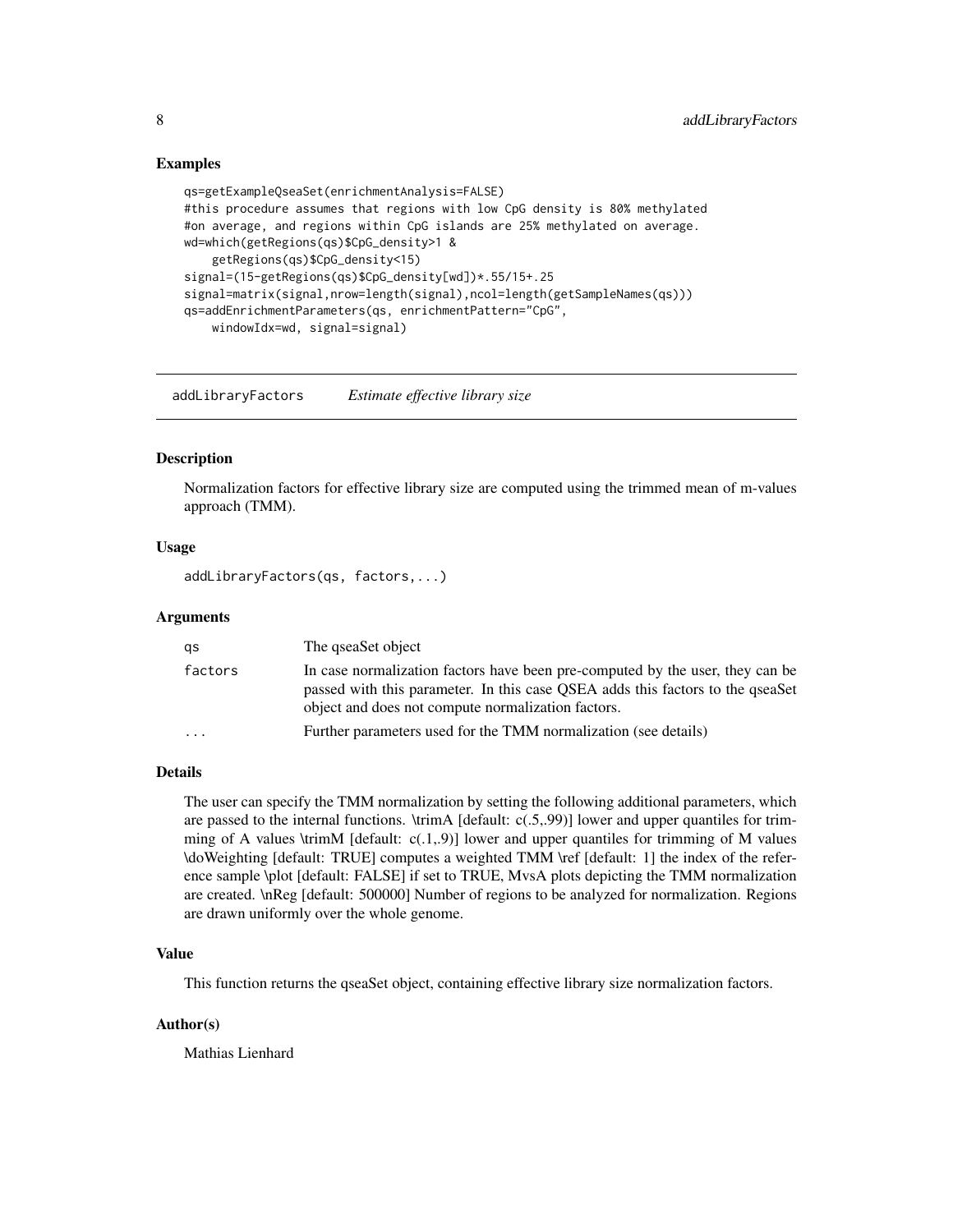### Examples

```
qs=getExampleQseaSet(enrichmentAnalysis=FALSE)
#this procedure assumes that regions with low CpG density is 80% methylated
#on average, and regions within CpG islands are 25% methylated on average.
wd=which(getRegions(qs)$CpG_density>1 &
    getRegions(qs)$CpG_density<15)
signal=(15-getRegions(qs)$CpG_density[wd])*.55/15+.25
signal=matrix(signal,nrow=length(signal),ncol=length(getSampleNames(qs)))
qs=addEnrichmentParameters(qs, enrichmentPattern="CpG",
    windowIdx=wd, signal=signal)
```

---

## addLibraryFactors    *Estimate effective library size*

---

### Description

Normalization factors for effective library size are computed using the trimmed mean of m-values approach (TMM).

### Usage

```
addLibraryFactors(qs, factors,...)
```

### Arguments

| | |
|---|---|
| qs | The qseaSet object |
| factors | In case normalization factors have been pre-computed by the user, they can be passed with this parameter. In this case QSEA adds this factors to the qseaSet object and does not compute normalization factors. |
| ... | Further parameters used for the TMM normalization (see details) |

### Details

The user can specify the TMM normalization by setting the following additional parameters, which are passed to the internal functions. \trimA [default: c(.5,.99)] lower and upper quantiles for trimming of A values \trimM [default: c(.1,.9)] lower and upper quantiles for trimming of M values \doWeighting [default: TRUE] computes a weighted TMM \ref [default: 1] the index of the reference sample \plot [default: FALSE] if set to TRUE, MvsA plots depicting the TMM normalization are created. \nReg [default: 500000] Number of regions to be analyzed for normalization. Regions are drawn uniformly over the whole genome.

### Value

This function returns the qseaSet object, containing effective library size normalization factors.

### Author(s)

Mathias Lienhard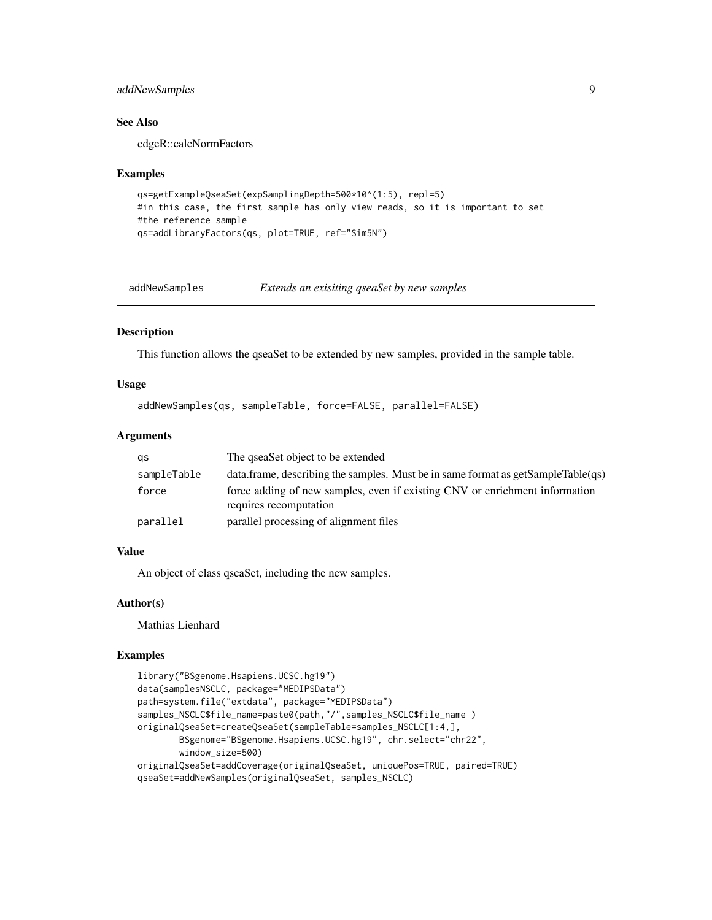### See Also

edgeR::calcNormFactors

### Examples

```
qs=getExampleQseaSet(expSamplingDepth=500*10^(1:5), repl=5)
#in this case, the first sample has only view reads, so it is important to set
#the reference sample
qs=addLibraryFactors(qs, plot=TRUE, ref="Sim5N")
```

---

## addNewSamples *Extends an exisiting qseaSet by new samples*

### Description

This function allows the qseaSet to be extended by new samples, provided in the sample table.

### Usage

```
addNewSamples(qs, sampleTable, force=FALSE, parallel=FALSE)
```

### Arguments

| | |
|---|---|
| qs | The qseaSet object to be extended |
| sampleTable | data.frame, describing the samples. Must be in same format as getSampleTable(qs) |
| force | force adding of new samples, even if existing CNV or enrichment information requires recomputation |
| parallel | parallel processing of alignment files |

### Value

An object of class qseaSet, including the new samples.

### Author(s)

Mathias Lienhard

### Examples

```
library("BSgenome.Hsapiens.UCSC.hg19")
data(samplesNSCLC, package="MEDIPSData")
path=system.file("extdata", package="MEDIPSData")
samples_NSCLC$file_name=paste0(path,"/",samples_NSCLC$file_name )
originalQseaSet=createQseaSet(sampleTable=samples_NSCLC[1:4,],
        BSgenome="BSgenome.Hsapiens.UCSC.hg19", chr.select="chr22",
        window_size=500)
originalQseaSet=addCoverage(originalQseaSet, uniquePos=TRUE, paired=TRUE)
qseaSet=addNewSamples(originalQseaSet, samples_NSCLC)
```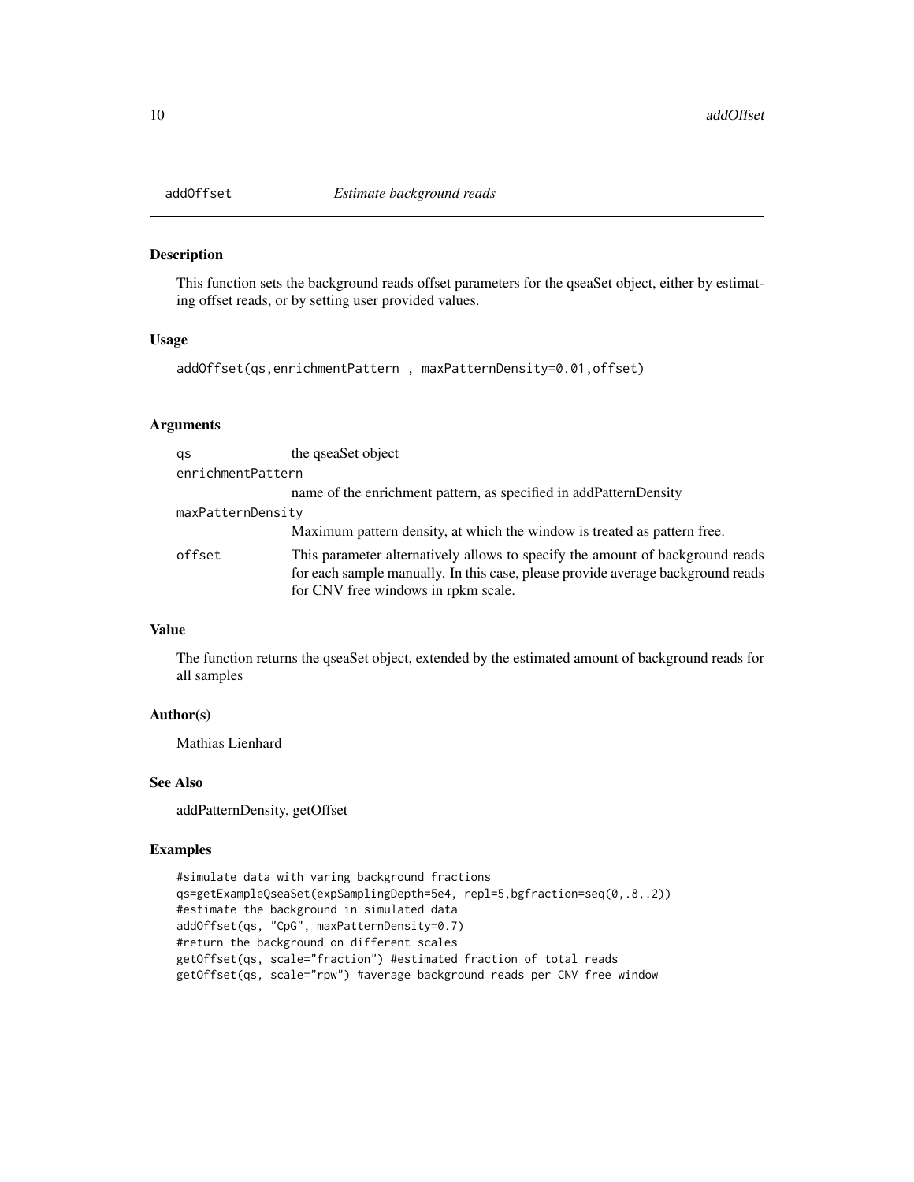# addOffset *Estimate background reads*

## Description

This function sets the background reads offset parameters for the qseaSet object, either by estimating offset reads, or by setting user provided values.

## Usage

```
addOffset(qs,enrichmentPattern , maxPatternDensity=0.01,offset)
```

## Arguments

| | |
|---|---|
| qs | the qseaSet object |
| enrichmentPattern | name of the enrichment pattern, as specified in addPatternDensity |
| maxPatternDensity | Maximum pattern density, at which the window is treated as pattern free. |
| offset | This parameter alternatively allows to specify the amount of background reads for each sample manually. In this case, please provide average background reads for CNV free windows in rpkm scale. |

## Value

The function returns the qseaSet object, extended by the estimated amount of background reads for all samples

## Author(s)

Mathias Lienhard

## See Also

addPatternDensity, getOffset

## Examples

```
#simulate data with varing background fractions
qs=getExampleQseaSet(expSamplingDepth=5e4, repl=5,bgfraction=seq(0,.8,.2))
#estimate the background in simulated data
addOffset(qs, "CpG", maxPatternDensity=0.7)
#return the background on different scales
getOffset(qs, scale="fraction") #estimated fraction of total reads
getOffset(qs, scale="rpw") #average background reads per CNV free window
```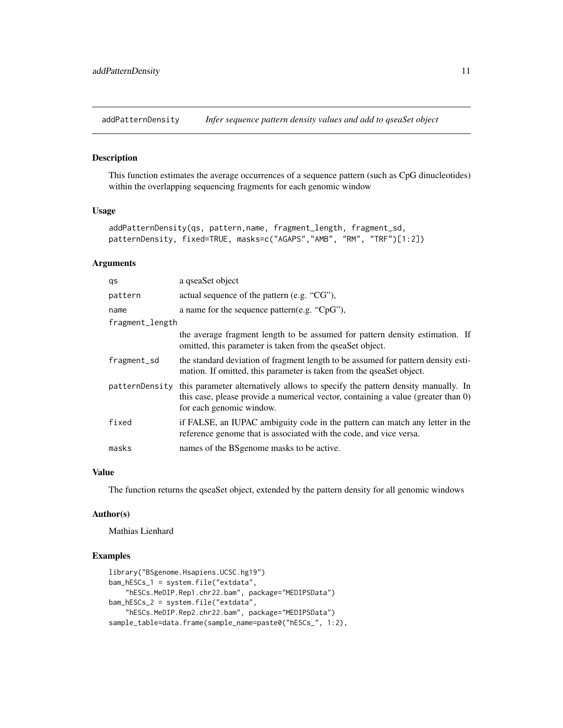## addPatternDensity *Infer sequence pattern density values and add to qseaSet object*

### Description

This function estimates the average occurrences of a sequence pattern (such as CpG dinucleotides) within the overlapping sequencing fragments for each genomic window

### Usage

```
addPatternDensity(qs, pattern,name, fragment_length, fragment_sd,
patternDensity, fixed=TRUE, masks=c("AGAPS","AMB", "RM", "TRF")[1:2])
```

### Arguments

| | |
|---|---|
| qs | a qseaSet object |
| pattern | actual sequence of the pattern (e.g. "CG"), |
| name | a name for the sequence pattern(e.g. "CpG"), |
| fragment_length | the average fragment length to be assumed for pattern density estimation. If omitted, this parameter is taken from the qseaSet object. |
| fragment_sd | the standard deviation of fragment length to be assumed for pattern density estimation. If omitted, this parameter is taken from the qseaSet object. |
| patternDensity | this parameter alternatively allows to specify the pattern density manually. In this case, please provide a numerical vector, containing a value (greater than 0) for each genomic window. |
| fixed | if FALSE, an IUPAC ambiguity code in the pattern can match any letter in the reference genome that is associated with the code, and vice versa. |
| masks | names of the BSgenome masks to be active. |

### Value

The function returns the qseaSet object, extended by the pattern density for all genomic windows

### Author(s)

Mathias Lienhard

### Examples

```
library("BSgenome.Hsapiens.UCSC.hg19")
bam_hESCs_1 = system.file("extdata",
    "hESCs.MeDIP.Rep1.chr22.bam", package="MEDIPSData")
bam_hESCs_2 = system.file("extdata",
    "hESCs.MeDIP.Rep2.chr22.bam", package="MEDIPSData")
sample_table=data.frame(sample_name=paste0("hESCs_", 1:2),
```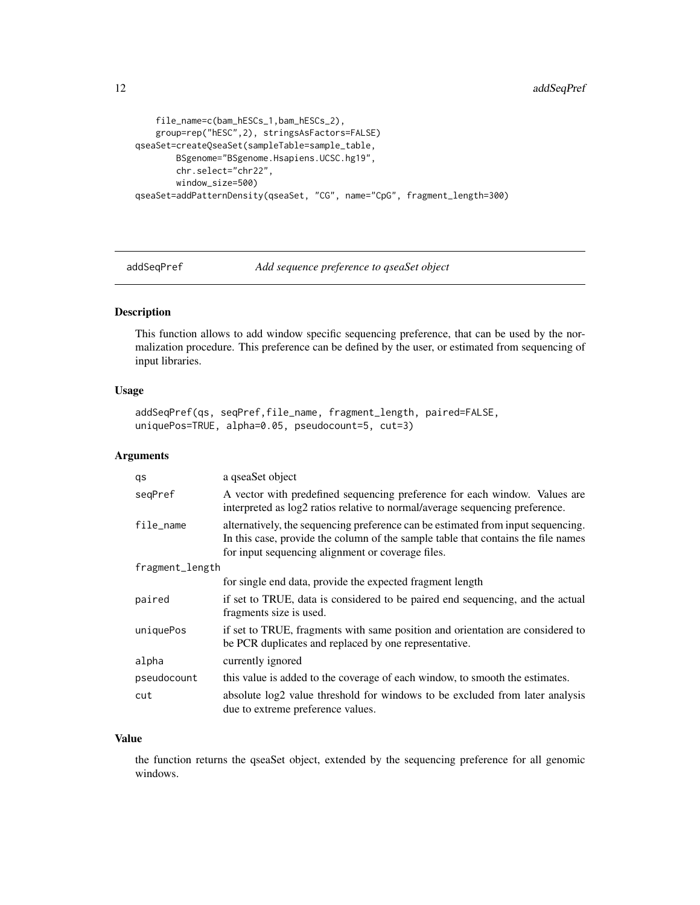```
    file_name=c(bam_hESCs_1,bam_hESCs_2),
    group=rep("hESC",2), stringsAsFactors=FALSE)
qseaSet=createQseaSet(sampleTable=sample_table,
        BSgenome="BSgenome.Hsapiens.UCSC.hg19",
        chr.select="chr22",
        window_size=500)
qseaSet=addPatternDensity(qseaSet, "CG", name="CpG", fragment_length=300)
```

## addSeqPref *Add sequence preference to qseaSet object*

### Description

This function allows to add window specific sequencing preference, that can be used by the normalization procedure. This preference can be defined by the user, or estimated from sequencing of input libraries.

### Usage

```
addSeqPref(qs, seqPref,file_name, fragment_length, paired=FALSE,
uniquePos=TRUE, alpha=0.05, pseudocount=5, cut=3)
```

### Arguments

| | |
|---|---|
| qs | a qseaSet object |
| seqPref | A vector with predefined sequencing preference for each window. Values are interpreted as log2 ratios relative to normal/average sequencing preference. |
| file_name | alternatively, the sequencing preference can be estimated from input sequencing. In this case, provide the column of the sample table that contains the file names for input sequencing alignment or coverage files. |
| fragment_length | for single end data, provide the expected fragment length |
| paired | if set to TRUE, data is considered to be paired end sequencing, and the actual fragments size is used. |
| uniquePos | if set to TRUE, fragments with same position and orientation are considered to be PCR duplicates and replaced by one representative. |
| alpha | currently ignored |
| pseudocount | this value is added to the coverage of each window, to smooth the estimates. |
| cut | absolute log2 value threshold for windows to be excluded from later analysis due to extreme preference values. |

### Value

the function returns the qseaSet object, extended by the sequencing preference for all genomic windows.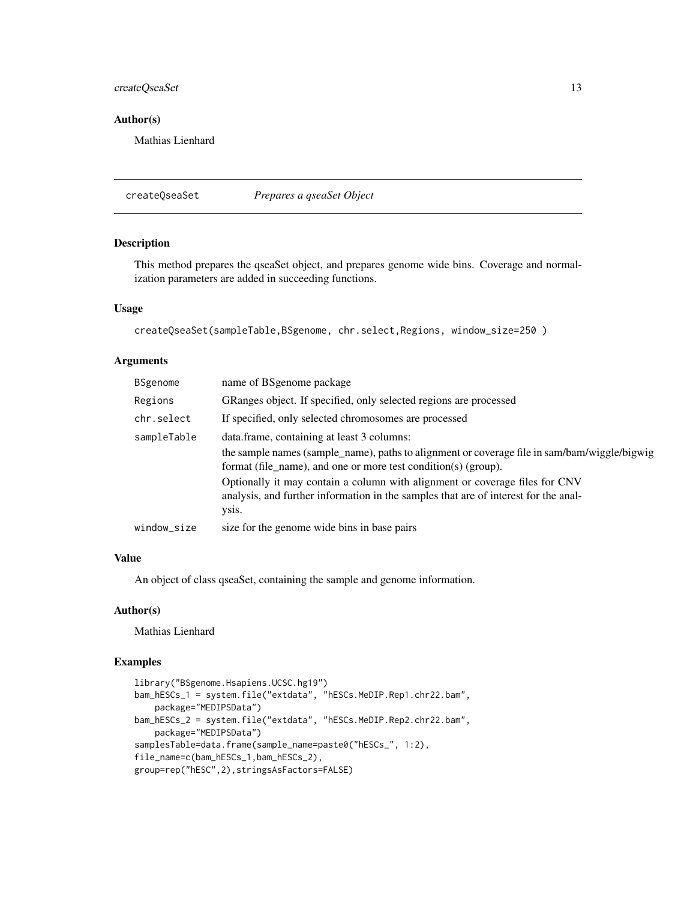## Author(s)

Mathias Lienhard

---

# createQseaSet *Prepares a qseaSet Object*

---

## Description

This method prepares the qseaSet object, and prepares genome wide bins. Coverage and normalization parameters are added in succeeding functions.

## Usage

```
createQseaSet(sampleTable,BSgenome, chr.select,Regions, window_size=250 )
```

## Arguments

| | |
|---|---|
| `BSgenome` | name of BSgenome package |
| `Regions` | GRanges object. If specified, only selected regions are processed |
| `chr.select` | If specified, only selected chromosomes are processed |
| `sampleTable` | data.frame, containing at least 3 columns: the sample names (sample_name), paths to alignment or coverage file in sam/bam/wiggle/bigwig format (file_name), and one or more test condition(s) (group). Optionally it may contain a column with alignment or coverage files for CNV analysis, and further information in the samples that are of interest for the analysis. |
| `window_size` | size for the genome wide bins in base pairs |

## Value

An object of class qseaSet, containing the sample and genome information.

## Author(s)

Mathias Lienhard

## Examples

```
library("BSgenome.Hsapiens.UCSC.hg19")
bam_hESCs_1 = system.file("extdata", "hESCs.MeDIP.Rep1.chr22.bam",
    package="MEDIPSData")
bam_hESCs_2 = system.file("extdata", "hESCs.MeDIP.Rep2.chr22.bam",
    package="MEDIPSData")
samplesTable=data.frame(sample_name=paste0("hESCs_", 1:2),
file_name=c(bam_hESCs_1,bam_hESCs_2),
group=rep("hESC",2),stringsAsFactors=FALSE)
```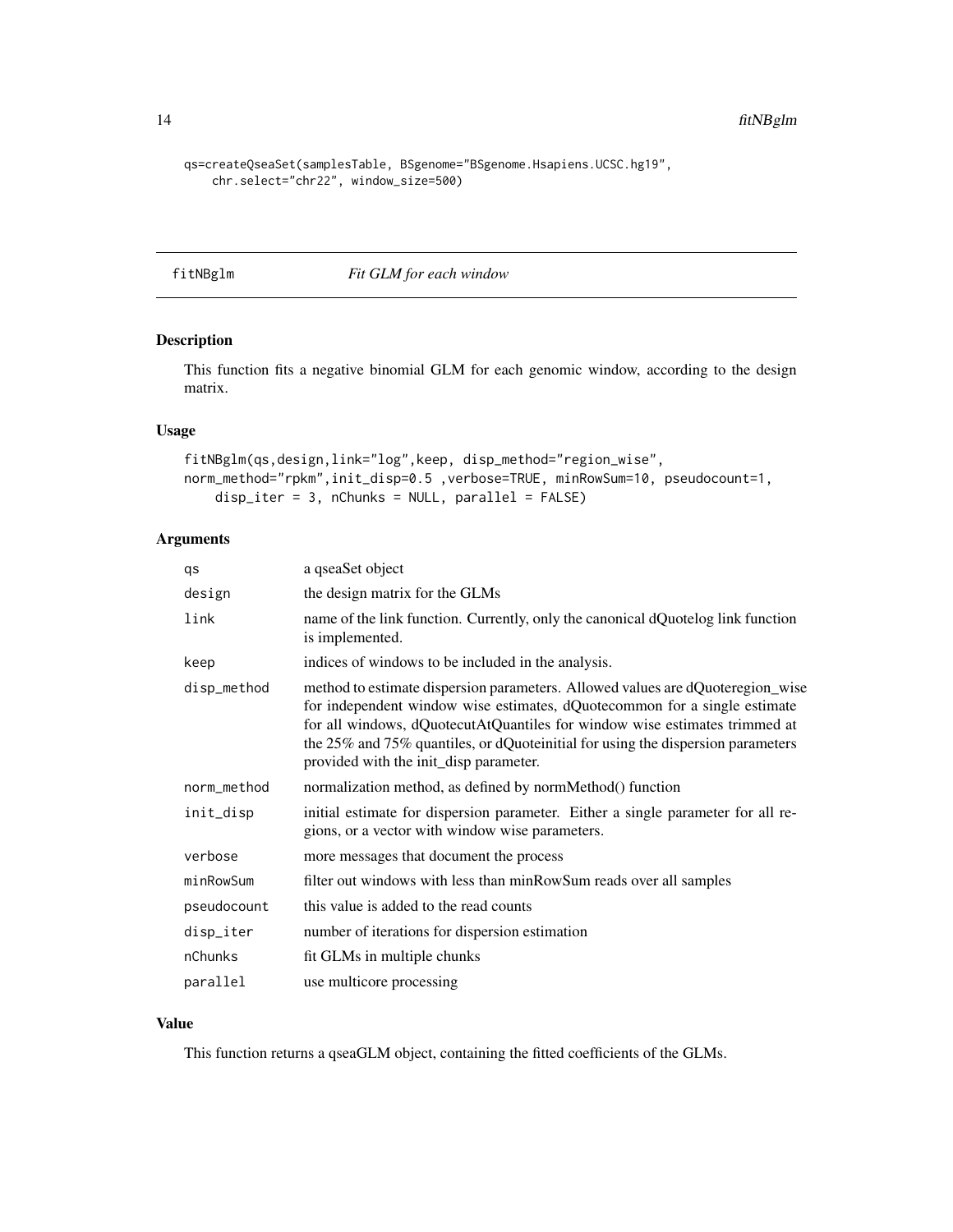```
qs=createQseaSet(samplesTable, BSgenome="BSgenome.Hsapiens.UCSC.hg19",
    chr.select="chr22", window_size=500)
```

## fitNBglm *Fit GLM for each window*

### Description

This function fits a negative binomial GLM for each genomic window, according to the design matrix.

### Usage

```
fitNBglm(qs,design,link="log",keep, disp_method="region_wise",
norm_method="rpkm",init_disp=0.5 ,verbose=TRUE, minRowSum=10, pseudocount=1,
    disp_iter = 3, nChunks = NULL, parallel = FALSE)
```

### Arguments

| | |
|---|---|
| qs | a qseaSet object |
| design | the design matrix for the GLMs |
| link | name of the link function. Currently, only the canonical dQuotelog link function is implemented. |
| keep | indices of windows to be included in the analysis. |
| disp_method | method to estimate dispersion parameters. Allowed values are dQuoteregion_wise for independent window wise estimates, dQuotecommon for a single estimate for all windows, dQuotecutAtQuantiles for window wise estimates trimmed at the 25% and 75% quantiles, or dQuoteinitial for using the dispersion parameters provided with the init_disp parameter. |
| norm_method | normalization method, as defined by normMethod() function |
| init_disp | initial estimate for dispersion parameter. Either a single parameter for all regions, or a vector with window wise parameters. |
| verbose | more messages that document the process |
| minRowSum | filter out windows with less than minRowSum reads over all samples |
| pseudocount | this value is added to the read counts |
| disp_iter | number of iterations for dispersion estimation |
| nChunks | fit GLMs in multiple chunks |
| parallel | use multicore processing |

### Value

This function returns a qseaGLM object, containing the fitted coefficients of the GLMs.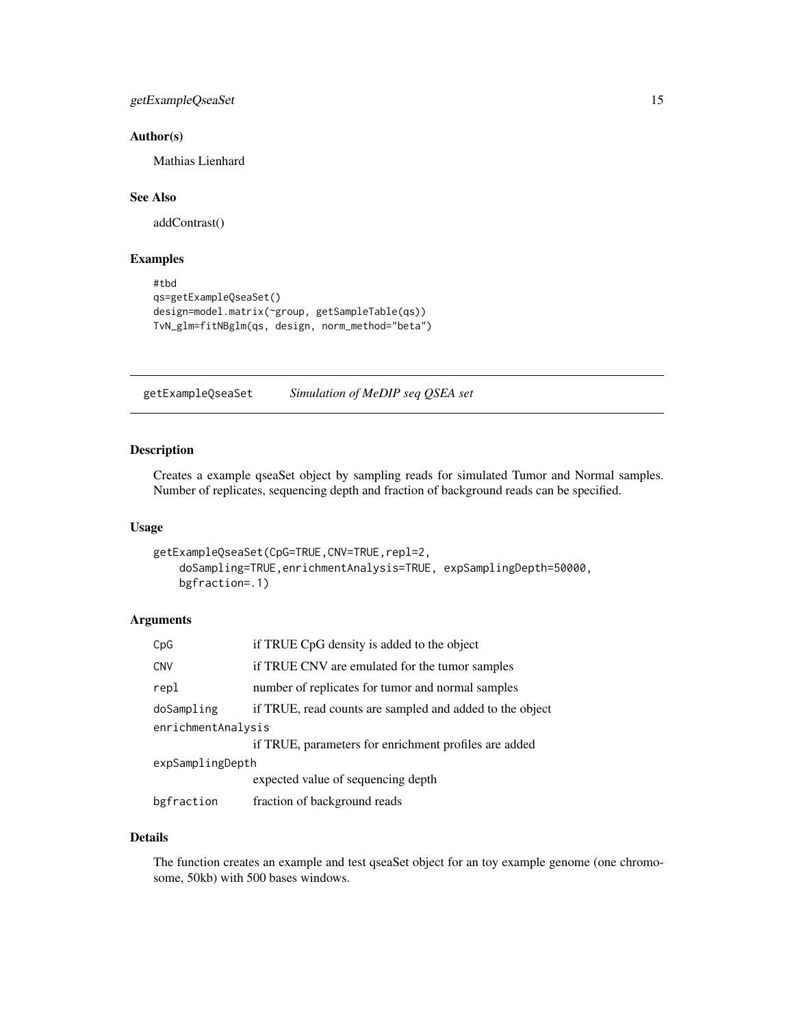### Author(s)

Mathias Lienhard

### See Also

addContrast()

### Examples

```
#tbd
qs=getExampleQseaSet()
design=model.matrix(~group, getSampleTable(qs))
TvN_glm=fitNBglm(qs, design, norm_method="beta")
```

---

## getExampleQseaSet *Simulation of MeDIP seq QSEA set*

### Description

Creates a example qseaSet object by sampling reads for simulated Tumor and Normal samples. Number of replicates, sequencing depth and fraction of background reads can be specified.

### Usage

```
getExampleQseaSet(CpG=TRUE,CNV=TRUE,repl=2,
    doSampling=TRUE,enrichmentAnalysis=TRUE, expSamplingDepth=50000,
    bgfraction=.1)
```

### Arguments

| | |
|---|---|
| CpG | if TRUE CpG density is added to the object |
| CNV | if TRUE CNV are emulated for the tumor samples |
| repl | number of replicates for tumor and normal samples |
| doSampling | if TRUE, read counts are sampled and added to the object |
| enrichmentAnalysis | if TRUE, parameters for enrichment profiles are added |
| expSamplingDepth | expected value of sequencing depth |
| bgfraction | fraction of background reads |

### Details

The function creates an example and test qseaSet object for an toy example genome (one chromosome, 50kb) with 500 bases windows.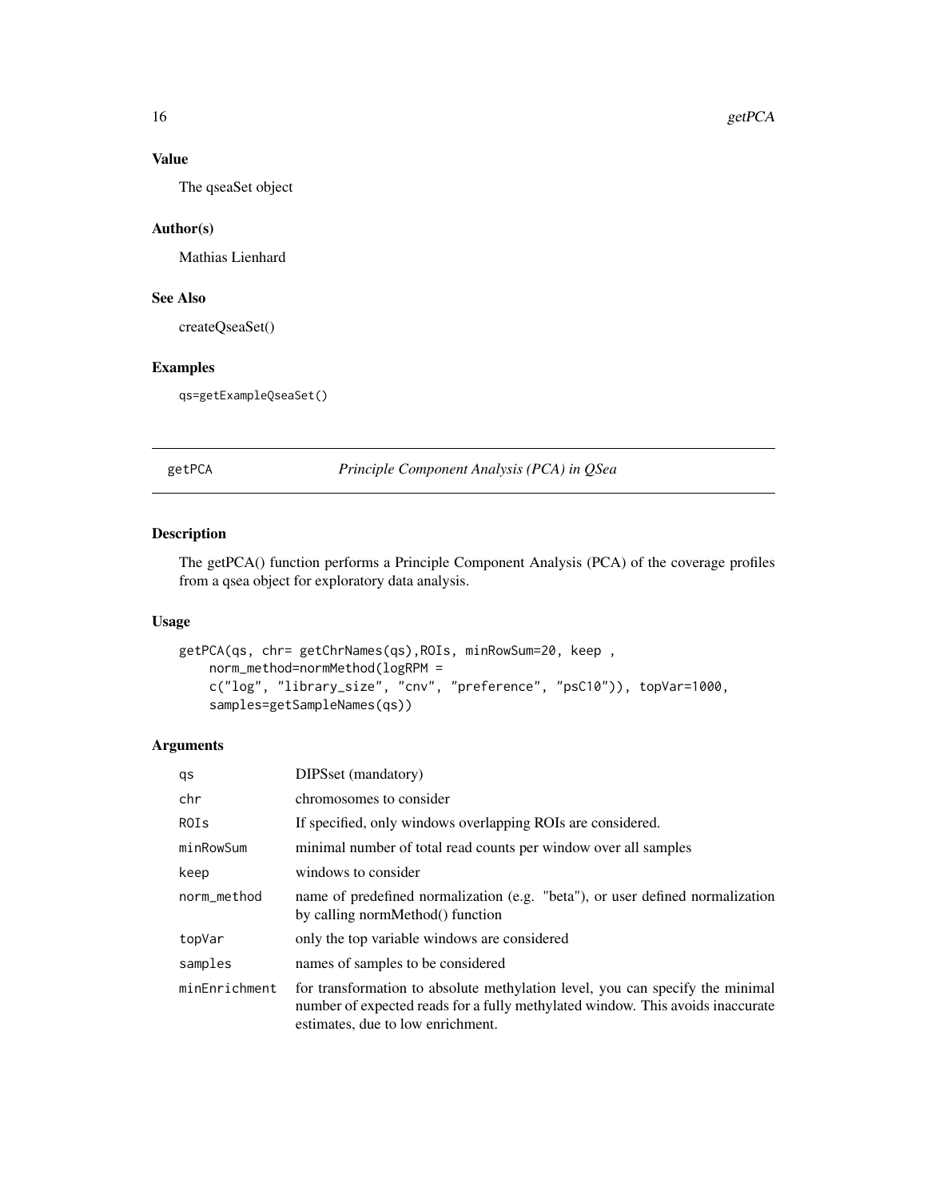### Value

The qseaSet object

### Author(s)

Mathias Lienhard

### See Also

createQseaSet()

### Examples

```
qs=getExampleQseaSet()
```

---

## getPCA — *Principle Component Analysis (PCA) in QSea*

### Description

The getPCA() function performs a Principle Component Analysis (PCA) of the coverage profiles from a qsea object for exploratory data analysis.

### Usage

```
getPCA(qs, chr= getChrNames(qs),ROIs, minRowSum=20, keep ,
    norm_method=normMethod(logRPM =
    c("log", "library_size", "cnv", "preference", "psC10")), topVar=1000,
    samples=getSampleNames(qs))
```

### Arguments

| | |
|---|---|
| qs | DIPSset (mandatory) |
| chr | chromosomes to consider |
| ROIs | If specified, only windows overlapping ROIs are considered. |
| minRowSum | minimal number of total read counts per window over all samples |
| keep | windows to consider |
| norm_method | name of predefined normalization (e.g. "beta"), or user defined normalization by calling normMethod() function |
| topVar | only the top variable windows are considered |
| samples | names of samples to be considered |
| minEnrichment | for transformation to absolute methylation level, you can specify the minimal number of expected reads for a fully methylated window. This avoids inaccurate estimates, due to low enrichment. |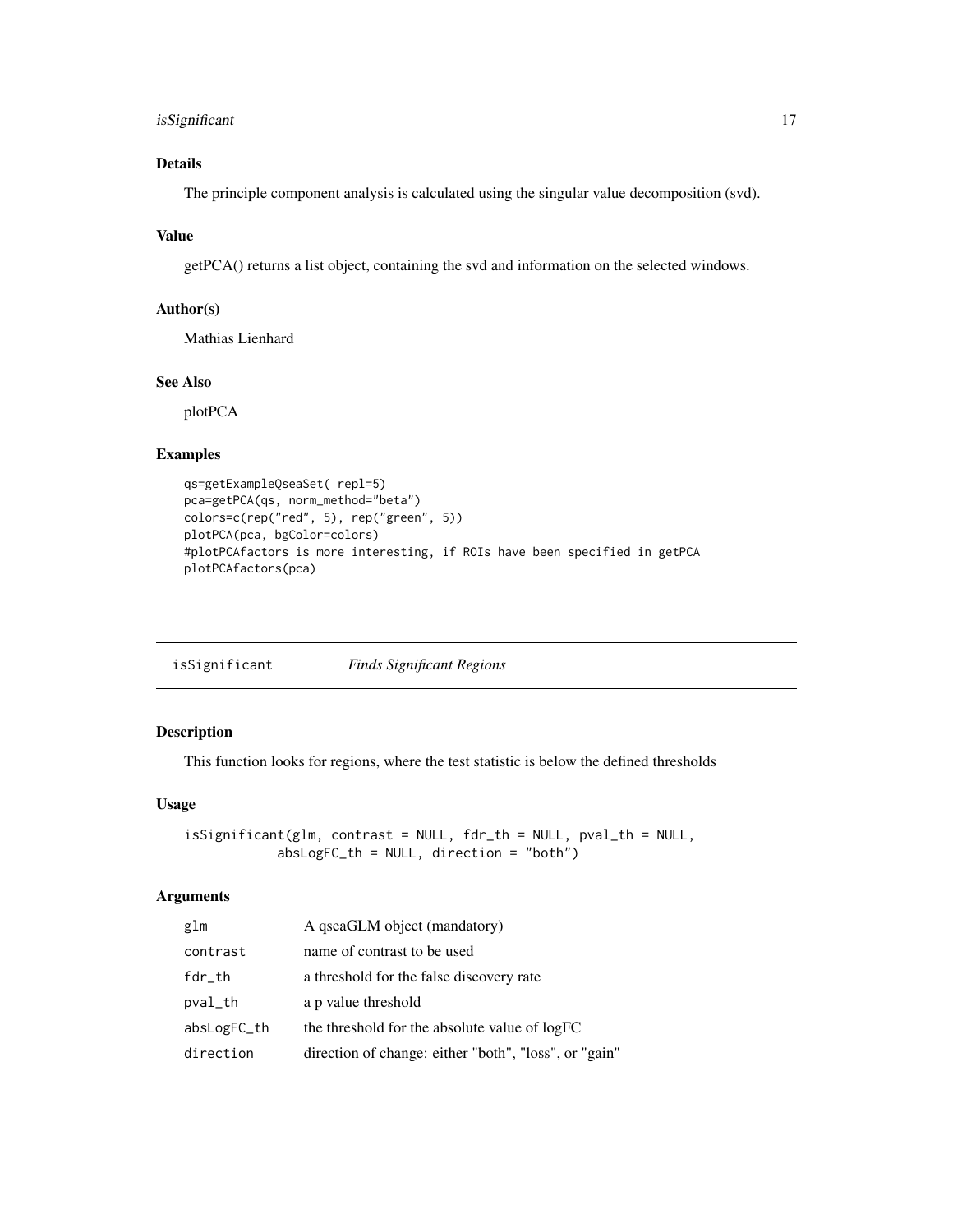### Details

The principle component analysis is calculated using the singular value decomposition (svd).

### Value

getPCA() returns a list object, containing the svd and information on the selected windows.

### Author(s)

Mathias Lienhard

### See Also

plotPCA

### Examples

```
qs=getExampleQseaSet( repl=5)
pca=getPCA(qs, norm_method="beta")
colors=c(rep("red", 5), rep("green", 5))
plotPCA(pca, bgColor=colors)
#plotPCAfactors is more interesting, if ROIs have been specified in getPCA
plotPCAfactors(pca)
```

---

## isSignificant *Finds Significant Regions*

### Description

This function looks for regions, where the test statistic is below the defined thresholds

### Usage

```
isSignificant(glm, contrast = NULL, fdr_th = NULL, pval_th = NULL,
            absLogFC_th = NULL, direction = "both")
```

### Arguments

| | |
|---|---|
| glm | A qseaGLM object (mandatory) |
| contrast | name of contrast to be used |
| fdr_th | a threshold for the false discovery rate |
| pval_th | a p value threshold |
| absLogFC_th | the threshold for the absolute value of logFC |
| direction | direction of change: either "both", "loss", or "gain" |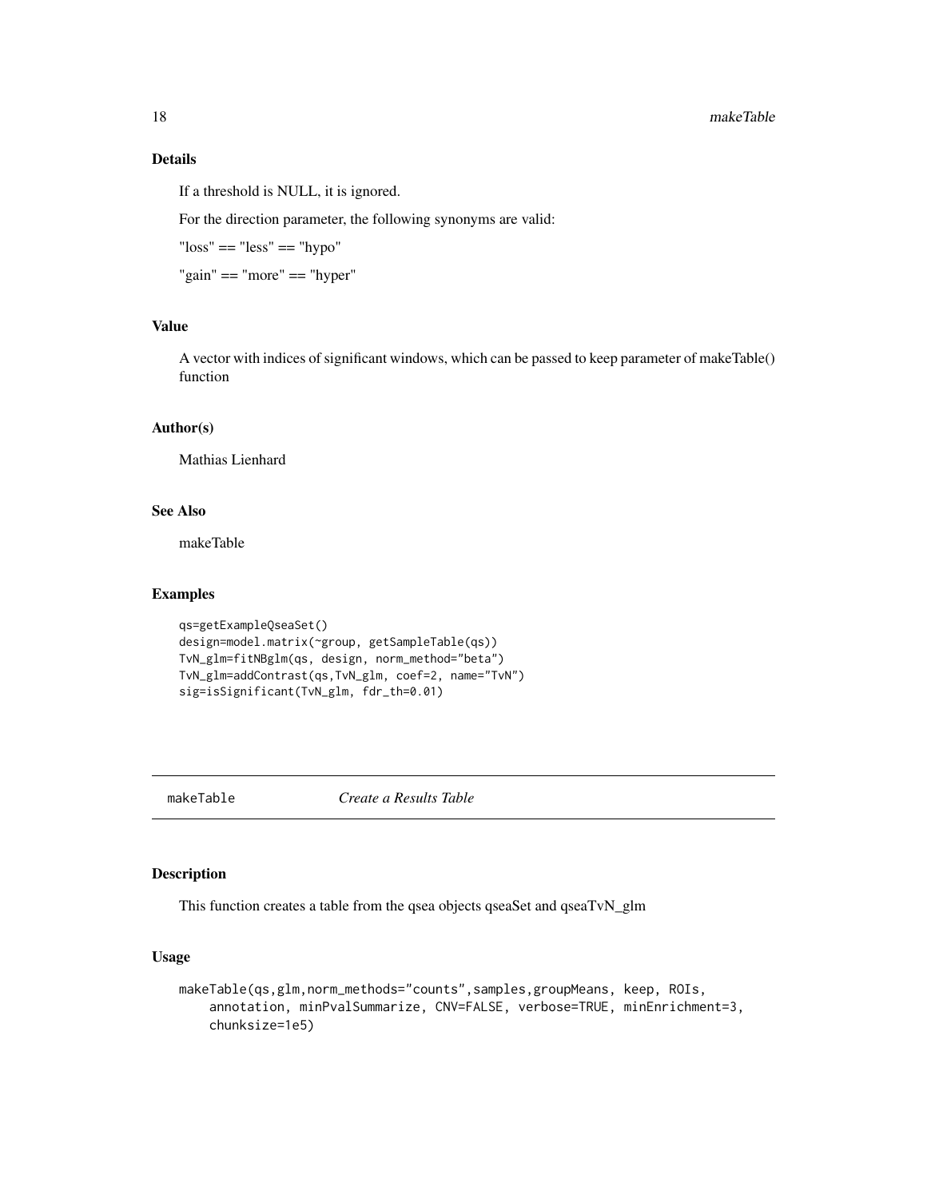## Details

If a threshold is NULL, it is ignored.

For the direction parameter, the following synonyms are valid:

"loss" == "less" == "hypo"

"gain" == "more" == "hyper"

## Value

A vector with indices of significant windows, which can be passed to keep parameter of makeTable() function

## Author(s)

Mathias Lienhard

## See Also

makeTable

## Examples

```
qs=getExampleQseaSet()
design=model.matrix(~group, getSampleTable(qs))
TvN_glm=fitNBglm(qs, design, norm_method="beta")
TvN_glm=addContrast(qs,TvN_glm, coef=2, name="TvN")
sig=isSignificant(TvN_glm, fdr_th=0.01)
```

---

# makeTable *Create a Results Table*

## Description

This function creates a table from the qsea objects qseaSet and qseaTvN_glm

## Usage

```
makeTable(qs,glm,norm_methods="counts",samples,groupMeans, keep, ROIs,
    annotation, minPvalSummarize, CNV=FALSE, verbose=TRUE, minEnrichment=3,
    chunksize=1e5)
```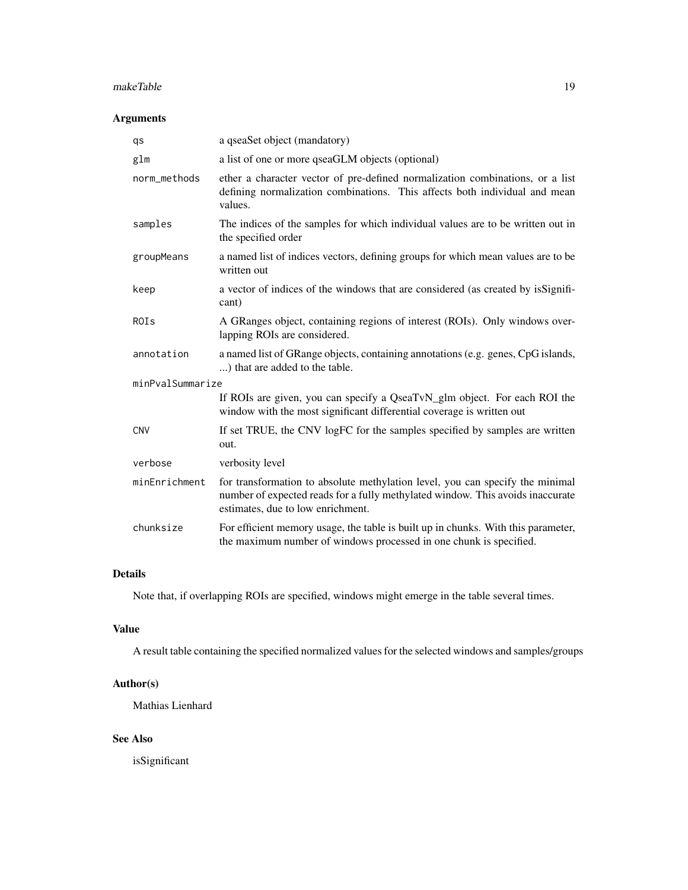### Arguments

| | |
|---|---|
| qs | a qseaSet object (mandatory) |
| glm | a list of one or more qseaGLM objects (optional) |
| norm_methods | ether a character vector of pre-defined normalization combinations, or a list defining normalization combinations. This affects both individual and mean values. |
| samples | The indices of the samples for which individual values are to be written out in the specified order |
| groupMeans | a named list of indices vectors, defining groups for which mean values are to be written out |
| keep | a vector of indices of the windows that are considered (as created by isSignificant) |
| ROIs | A GRanges object, containing regions of interest (ROIs). Only windows overlapping ROIs are considered. |
| annotation | a named list of GRange objects, containing annotations (e.g. genes, CpG islands, ...) that are added to the table. |
| minPvalSummarize | If ROIs are given, you can specify a QseaTvN_glm object. For each ROI the window with the most significant differential coverage is written out |
| CNV | If set TRUE, the CNV logFC for the samples specified by samples are written out. |
| verbose | verbosity level |
| minEnrichment | for transformation to absolute methylation level, you can specify the minimal number of expected reads for a fully methylated window. This avoids inaccurate estimates, due to low enrichment. |
| chunksize | For efficient memory usage, the table is built up in chunks. With this parameter, the maximum number of windows processed in one chunk is specified. |

### Details

Note that, if overlapping ROIs are specified, windows might emerge in the table several times.

### Value

A result table containing the specified normalized values for the selected windows and samples/groups

### Author(s)

Mathias Lienhard

### See Also

isSignificant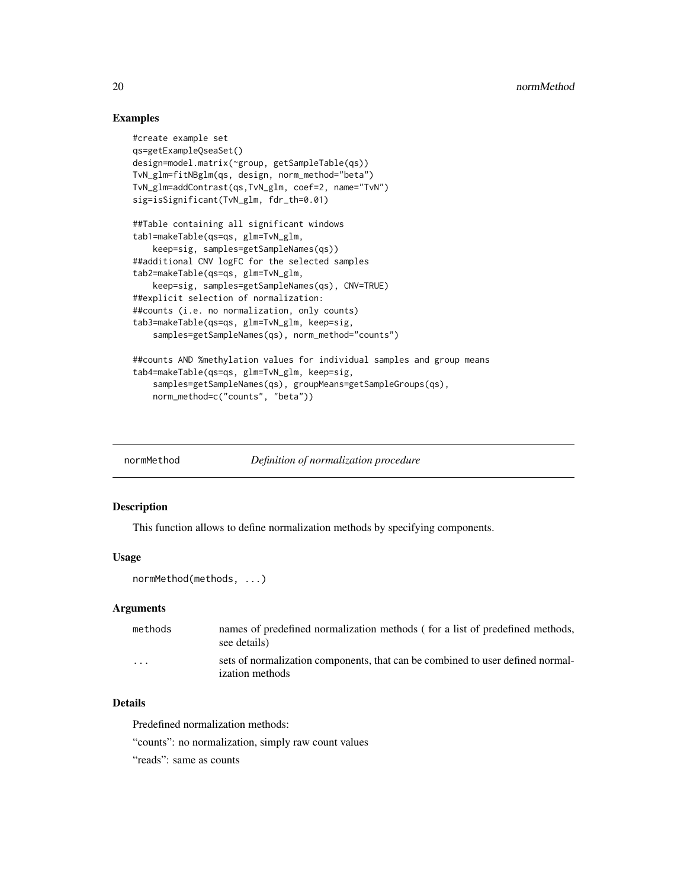### Examples

```
#create example set
qs=getExampleQseaSet()
design=model.matrix(~group, getSampleTable(qs))
TvN_glm=fitNBglm(qs, design, norm_method="beta")
TvN_glm=addContrast(qs,TvN_glm, coef=2, name="TvN")
sig=isSignificant(TvN_glm, fdr_th=0.01)

##Table containing all significant windows
tab1=makeTable(qs=qs, glm=TvN_glm,
    keep=sig, samples=getSampleNames(qs))
##additional CNV logFC for the selected samples
tab2=makeTable(qs=qs, glm=TvN_glm,
    keep=sig, samples=getSampleNames(qs), CNV=TRUE)
##explicit selection of normalization:
##counts (i.e. no normalization, only counts)
tab3=makeTable(qs=qs, glm=TvN_glm, keep=sig,
    samples=getSampleNames(qs), norm_method="counts")

##counts AND %methylation values for individual samples and group means
tab4=makeTable(qs=qs, glm=TvN_glm, keep=sig,
    samples=getSampleNames(qs), groupMeans=getSampleGroups(qs),
    norm_method=c("counts", "beta"))
```

---

## normMethod — *Definition of normalization procedure*

### Description

This function allows to define normalization methods by specifying components.

### Usage

```
normMethod(methods, ...)
```

### Arguments

| | |
|---|---|
| methods | names of predefined normalization methods ( for a list of predefined methods, see details) |
| ... | sets of normalization components, that can be combined to user defined normalization methods |

### Details

Predefined normalization methods:

"counts": no normalization, simply raw count values

"reads": same as counts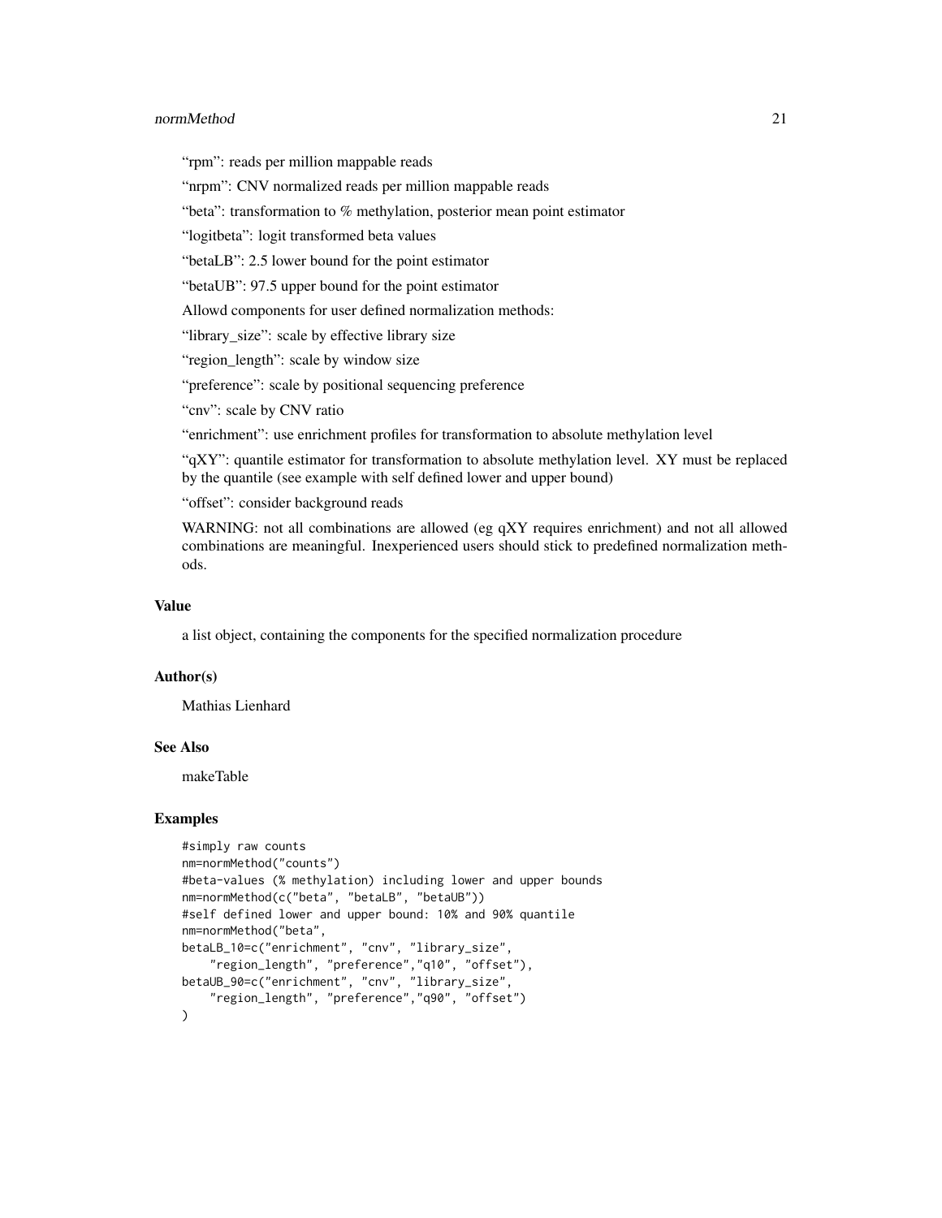"rpm": reads per million mappable reads

"nrpm": CNV normalized reads per million mappable reads

"beta": transformation to % methylation, posterior mean point estimator

"logitbeta": logit transformed beta values

"betaLB": 2.5 lower bound for the point estimator

"betaUB": 97.5 upper bound for the point estimator

Allowd components for user defined normalization methods:

"library_size": scale by effective library size

"region_length": scale by window size

"preference": scale by positional sequencing preference

"cnv": scale by CNV ratio

"enrichment": use enrichment profiles for transformation to absolute methylation level

"qXY": quantile estimator for transformation to absolute methylation level. XY must be replaced by the quantile (see example with self defined lower and upper bound)

"offset": consider background reads

WARNING: not all combinations are allowed (eg qXY requires enrichment) and not all allowed combinations are meaningful. Inexperienced users should stick to predefined normalization methods.

### Value

a list object, containing the components for the specified normalization procedure

### Author(s)

Mathias Lienhard

### See Also

makeTable

### Examples

```
#simply raw counts
nm=normMethod("counts")
#beta-values (% methylation) including lower and upper bounds
nm=normMethod(c("beta", "betaLB", "betaUB"))
#self defined lower and upper bound: 10% and 90% quantile
nm=normMethod("beta",
betaLB_10=c("enrichment", "cnv", "library_size",
    "region_length", "preference","q10", "offset"),
betaUB_90=c("enrichment", "cnv", "library_size",
    "region_length", "preference","q90", "offset")
)
```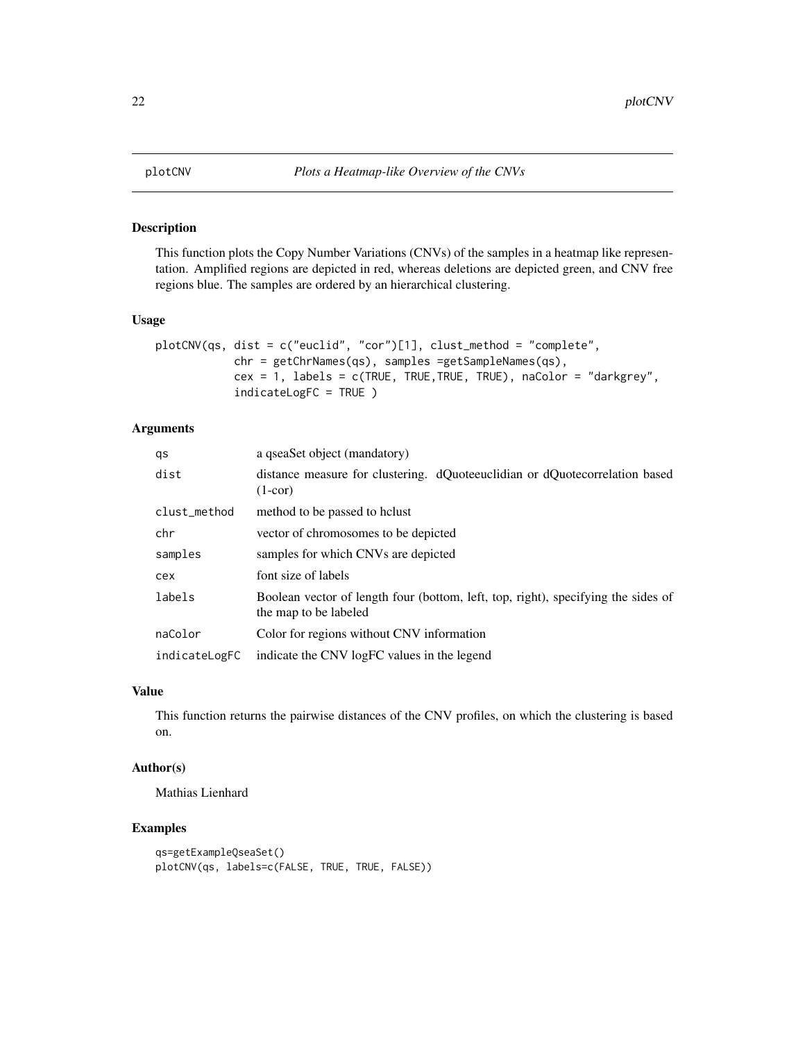# plotCNV — *Plots a Heatmap-like Overview of the CNVs*

## Description

This function plots the Copy Number Variations (CNVs) of the samples in a heatmap like representation. Amplified regions are depicted in red, whereas deletions are depicted green, and CNV free regions blue. The samples are ordered by an hierarchical clustering.

## Usage

```
plotCNV(qs, dist = c("euclid", "cor")[1], clust_method = "complete",
            chr = getChrNames(qs), samples =getSampleNames(qs),
            cex = 1, labels = c(TRUE, TRUE,TRUE, TRUE), naColor = "darkgrey",
            indicateLogFC = TRUE )
```

## Arguments

| | |
|---|---|
| qs | a qseaSet object (mandatory) |
| dist | distance measure for clustering. dQuoteeuclidian or dQuotecorrelation based (1-cor) |
| clust_method | method to be passed to hclust |
| chr | vector of chromosomes to be depicted |
| samples | samples for which CNVs are depicted |
| cex | font size of labels |
| labels | Boolean vector of length four (bottom, left, top, right), specifying the sides of the map to be labeled |
| naColor | Color for regions without CNV information |
| indicateLogFC | indicate the CNV logFC values in the legend |

## Value

This function returns the pairwise distances of the CNV profiles, on which the clustering is based on.

## Author(s)

Mathias Lienhard

## Examples

```
qs=getExampleQseaSet()
plotCNV(qs, labels=c(FALSE, TRUE, TRUE, FALSE))
```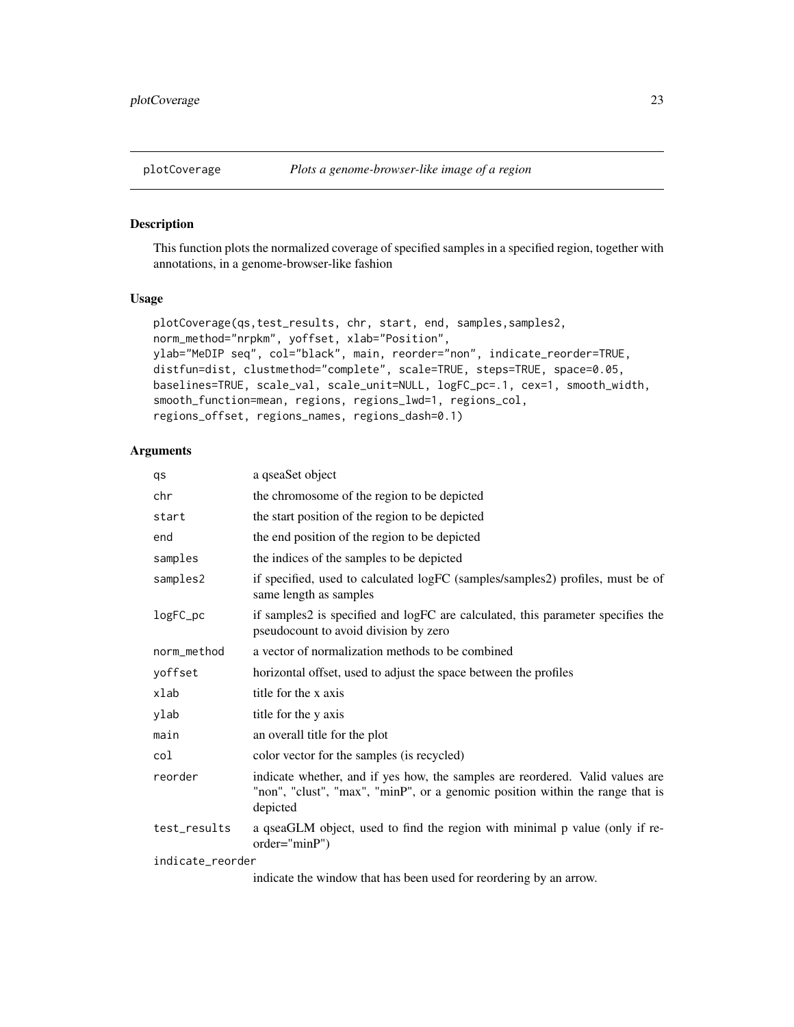## plotCoverage *Plots a genome-browser-like image of a region*

### Description

This function plots the normalized coverage of specified samples in a specified region, together with annotations, in a genome-browser-like fashion

### Usage

```
plotCoverage(qs,test_results, chr, start, end, samples,samples2,
norm_method="nrpkm", yoffset, xlab="Position",
ylab="MeDIP seq", col="black", main, reorder="non", indicate_reorder=TRUE,
distfun=dist, clustmethod="complete", scale=TRUE, steps=TRUE, space=0.05,
baselines=TRUE, scale_val, scale_unit=NULL, logFC_pc=.1, cex=1, smooth_width,
smooth_function=mean, regions, regions_lwd=1, regions_col,
regions_offset, regions_names, regions_dash=0.1)
```

### Arguments

| | |
|---|---|
| qs | a qseaSet object |
| chr | the chromosome of the region to be depicted |
| start | the start position of the region to be depicted |
| end | the end position of the region to be depicted |
| samples | the indices of the samples to be depicted |
| samples2 | if specified, used to calculated logFC (samples/samples2) profiles, must be of same length as samples |
| logFC_pc | if samples2 is specified and logFC are calculated, this parameter specifies the pseudocount to avoid division by zero |
| norm_method | a vector of normalization methods to be combined |
| yoffset | horizontal offset, used to adjust the space between the profiles |
| xlab | title for the x axis |
| ylab | title for the y axis |
| main | an overall title for the plot |
| col | color vector for the samples (is recycled) |
| reorder | indicate whether, and if yes how, the samples are reordered. Valid values are "non", "clust", "max", "minP", or a genomic position within the range that is depicted |
| test_results | a qseaGLM object, used to find the region with minimal p value (only if reorder="minP") |
| indicate_reorder | indicate the window that has been used for reordering by an arrow. |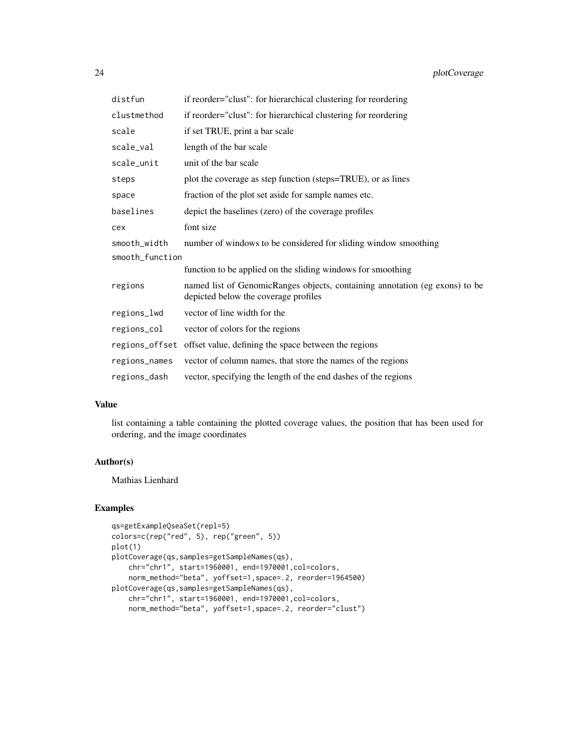| | |
|---|---|
| distfun | if reorder="clust": for hierarchical clustering for reordering |
| clustmethod | if reorder="clust": for hierarchical clustering for reordering |
| scale | if set TRUE, print a bar scale |
| scale_val | length of the bar scale |
| scale_unit | unit of the bar scale |
| steps | plot the coverage as step function (steps=TRUE), or as lines |
| space | fraction of the plot set aside for sample names etc. |
| baselines | depict the baselines (zero) of the coverage profiles |
| cex | font size |
| smooth_width | number of windows to be considered for sliding window smoothing |
| smooth_function | function to be applied on the sliding windows for smoothing |
| regions | named list of GenomicRanges objects, containing annotation (eg exons) to be depicted below the coverage profiles |
| regions_lwd | vector of line width for the |
| regions_col | vector of colors for the regions |
| regions_offset | offset value, defining the space between the regions |
| regions_names | vector of column names, that store the names of the regions |
| regions_dash | vector, specifying the length of the end dashes of the regions |

## Value

list containing a table containing the plotted coverage values, the position that has been used for ordering, and the image coordinates

## Author(s)

Mathias Lienhard

## Examples

```
qs=getExampleQseaSet(repl=5)
colors=c(rep("red", 5), rep("green", 5))
plot(1)
plotCoverage(qs,samples=getSampleNames(qs),
    chr="chr1", start=1960001, end=1970001,col=colors,
    norm_method="beta", yoffset=1,space=.2, reorder=1964500)
plotCoverage(qs,samples=getSampleNames(qs),
    chr="chr1", start=1960001, end=1970001,col=colors,
    norm_method="beta", yoffset=1,space=.2, reorder="clust")
```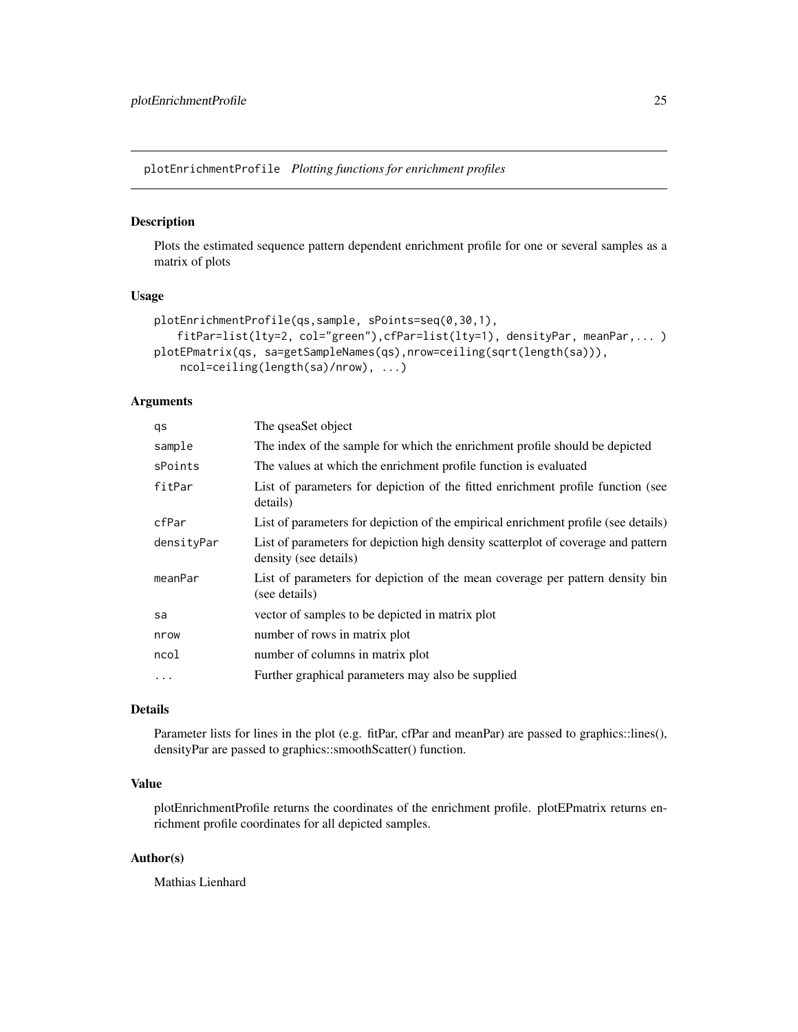## plotEnrichmentProfile *Plotting functions for enrichment profiles*

### Description

Plots the estimated sequence pattern dependent enrichment profile for one or several samples as a matrix of plots

### Usage

```
plotEnrichmentProfile(qs,sample, sPoints=seq(0,30,1),
    fitPar=list(lty=2, col="green"),cfPar=list(lty=1), densityPar, meanPar,... )
plotEPmatrix(qs, sa=getSampleNames(qs),nrow=ceiling(sqrt(length(sa))),
    ncol=ceiling(length(sa)/nrow), ...)
```

### Arguments

| | |
|---|---|
| qs | The qseaSet object |
| sample | The index of the sample for which the enrichment profile should be depicted |
| sPoints | The values at which the enrichment profile function is evaluated |
| fitPar | List of parameters for depiction of the fitted enrichment profile function (see details) |
| cfPar | List of parameters for depiction of the empirical enrichment profile (see details) |
| densityPar | List of parameters for depiction high density scatterplot of coverage and pattern density (see details) |
| meanPar | List of parameters for depiction of the mean coverage per pattern density bin (see details) |
| sa | vector of samples to be depicted in matrix plot |
| nrow | number of rows in matrix plot |
| ncol | number of columns in matrix plot |
| ... | Further graphical parameters may also be supplied |

### Details

Parameter lists for lines in the plot (e.g. fitPar, cfPar and meanPar) are passed to graphics::lines(), densityPar are passed to graphics::smoothScatter() function.

### Value

plotEnrichmentProfile returns the coordinates of the enrichment profile. plotEPmatrix returns enrichment profile coordinates for all depicted samples.

### Author(s)

Mathias Lienhard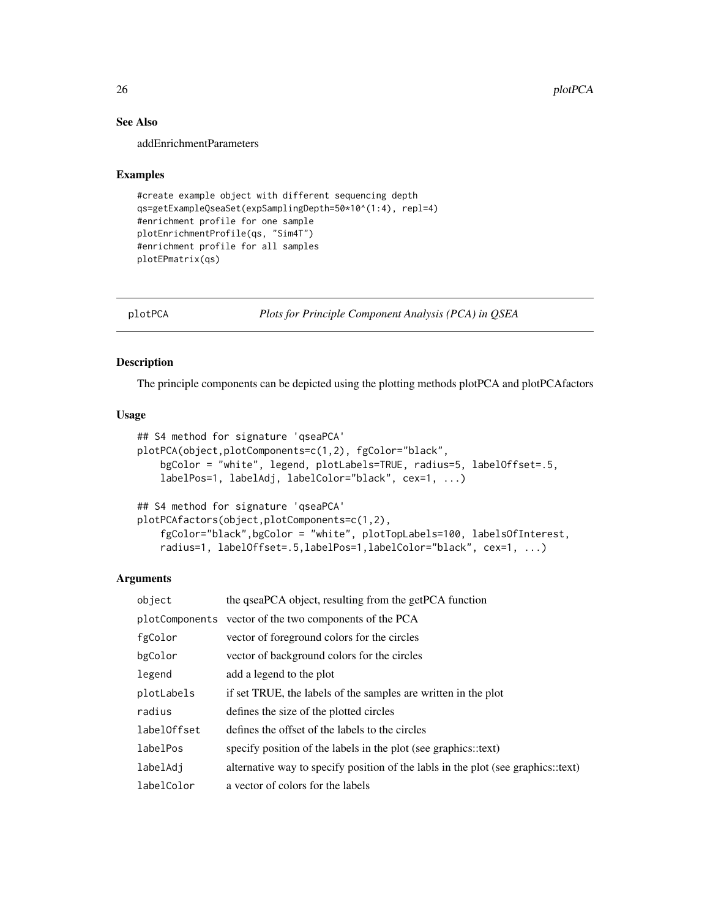## See Also

addEnrichmentParameters

## Examples

```
#create example object with different sequencing depth
qs=getExampleQseaSet(expSamplingDepth=50*10^(1:4), repl=4)
#enrichment profile for one sample
plotEnrichmentProfile(qs, "Sim4T")
#enrichment profile for all samples
plotEPmatrix(qs)
```

---

# plotPCA *Plots for Principle Component Analysis (PCA) in QSEA*

---

## Description

The principle components can be depicted using the plotting methods plotPCA and plotPCAfactors

## Usage

```
## S4 method for signature 'qseaPCA'
plotPCA(object,plotComponents=c(1,2), fgColor="black",
    bgColor = "white", legend, plotLabels=TRUE, radius=5, labelOffset=.5,
    labelPos=1, labelAdj, labelColor="black", cex=1, ...)

## S4 method for signature 'qseaPCA'
plotPCAfactors(object,plotComponents=c(1,2),
    fgColor="black",bgColor = "white", plotTopLabels=100, labelsOfInterest,
    radius=1, labelOffset=.5,labelPos=1,labelColor="black", cex=1, ...)
```

## Arguments

| | |
|---|---|
| object | the qseaPCA object, resulting from the getPCA function |
| plotComponents | vector of the two components of the PCA |
| fgColor | vector of foreground colors for the circles |
| bgColor | vector of background colors for the circles |
| legend | add a legend to the plot |
| plotLabels | if set TRUE, the labels of the samples are written in the plot |
| radius | defines the size of the plotted circles |
| labelOffset | defines the offset of the labels to the circles |
| labelPos | specify position of the labels in the plot (see graphics::text) |
| labelAdj | alternative way to specify position of the labls in the plot (see graphics::text) |
| labelColor | a vector of colors for the labels |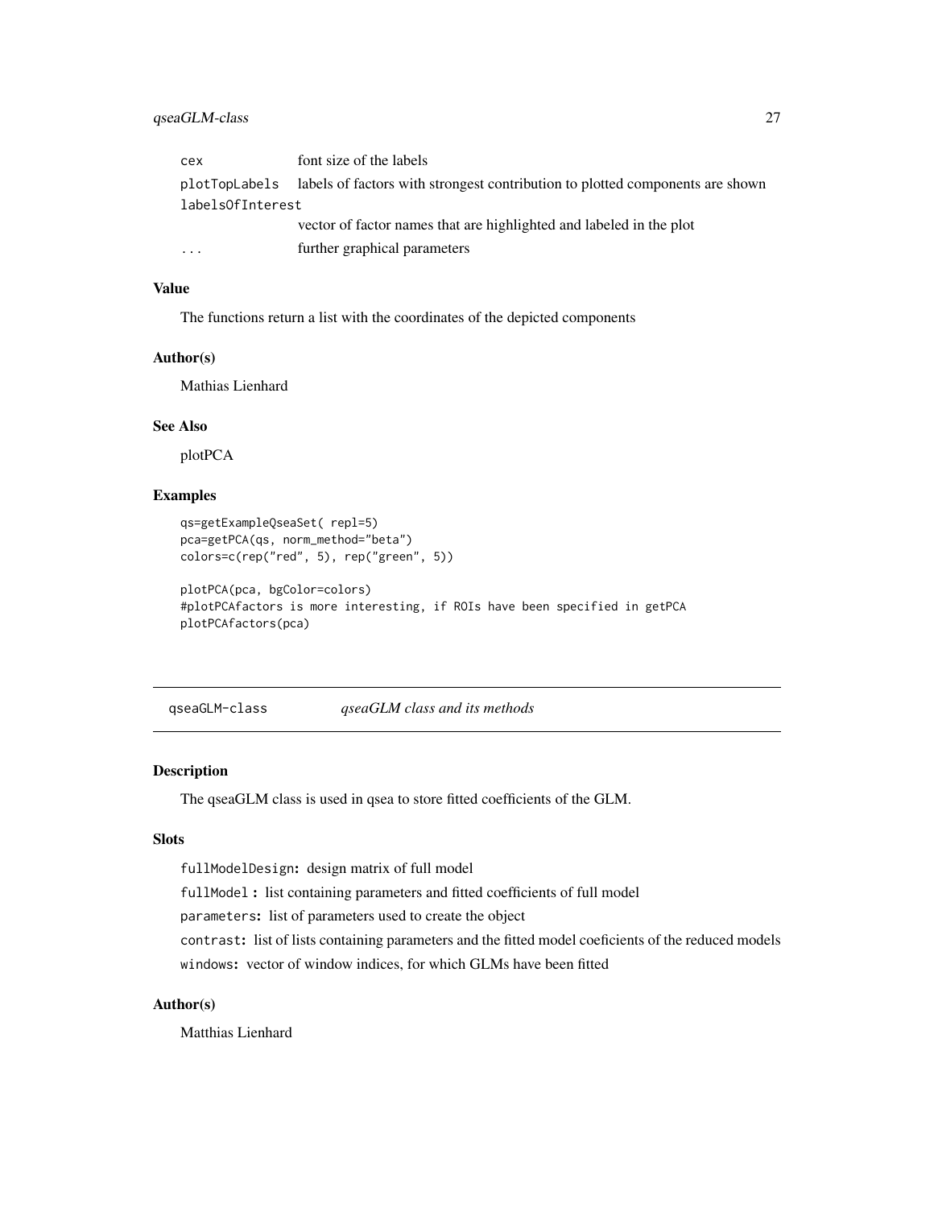| | |
|---|---|
| cex | font size of the labels |
| plotTopLabels | labels of factors with strongest contribution to plotted components are shown |
| labelsOfInterest | vector of factor names that are highlighted and labeled in the plot |
| ... | further graphical parameters |

### Value

The functions return a list with the coordinates of the depicted components

### Author(s)

Mathias Lienhard

### See Also

plotPCA

### Examples

```
qs=getExampleQseaSet( repl=5)
pca=getPCA(qs, norm_method="beta")
colors=c(rep("red", 5), rep("green", 5))

plotPCA(pca, bgColor=colors)
#plotPCAfactors is more interesting, if ROIs have been specified in getPCA
plotPCAfactors(pca)
```

---

## qseaGLM-class    *qseaGLM class and its methods*

---

### Description

The qseaGLM class is used in qsea to store fitted coefficients of the GLM.

### Slots

`fullModelDesign`: design matrix of full model

`fullModel` : list containing parameters and fitted coefficients of full model

`parameters`: list of parameters used to create the object

`contrast`: list of lists containing parameters and the fitted model coeficients of the reduced models

`windows`: vector of window indices, for which GLMs have been fitted

### Author(s)

Matthias Lienhard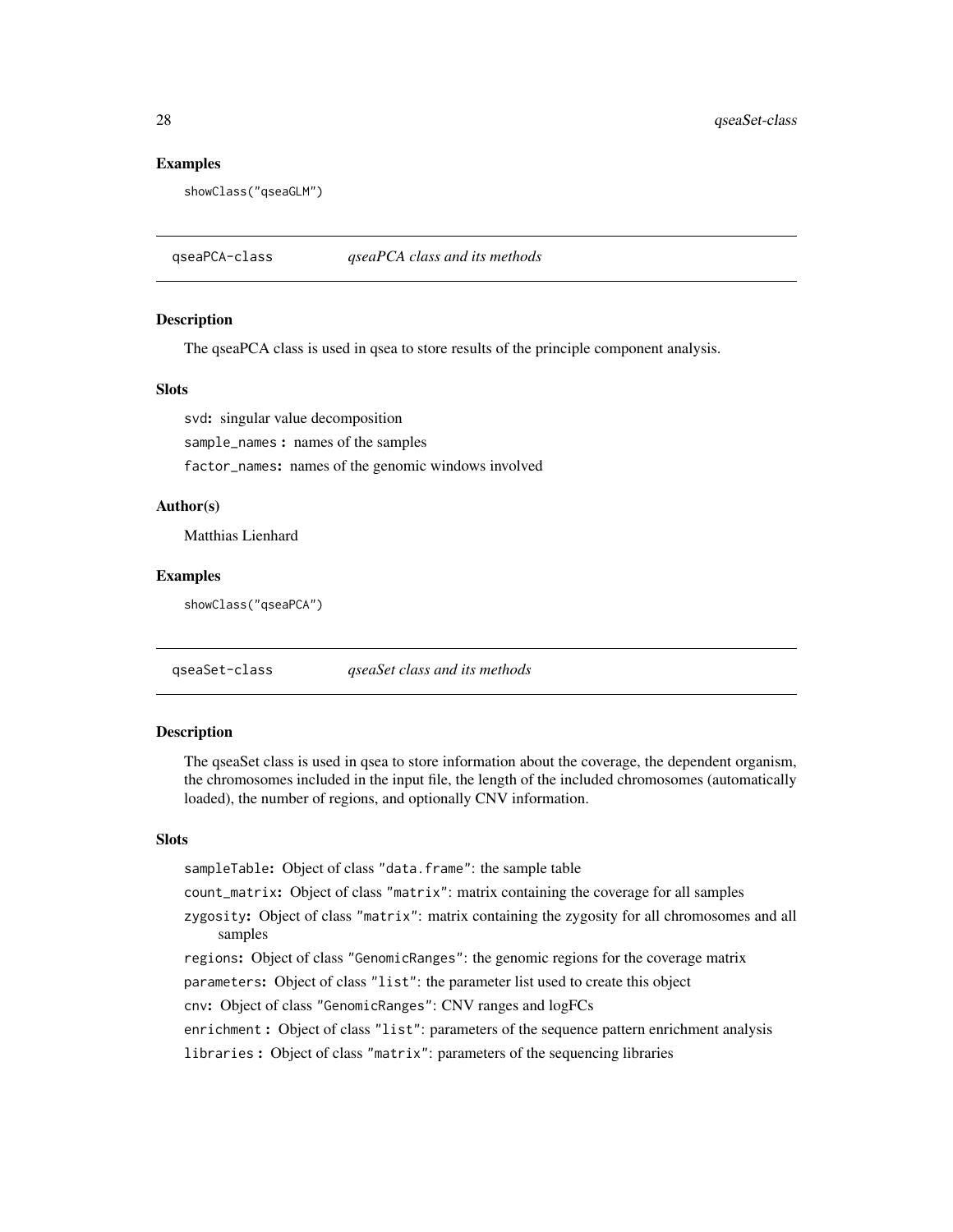### Examples

```
showClass("qseaGLM")
```

## qseaPCA-class    *qseaPCA class and its methods*

### Description

The qseaPCA class is used in qsea to store results of the principle component analysis.

### Slots

svd**:** singular value decomposition

sample_names **:** names of the samples

factor_names**:** names of the genomic windows involved

### Author(s)

Matthias Lienhard

### Examples

```
showClass("qseaPCA")
```

## qseaSet-class    *qseaSet class and its methods*

### Description

The qseaSet class is used in qsea to store information about the coverage, the dependent organism, the chromosomes included in the input file, the length of the included chromosomes (automatically loaded), the number of regions, and optionally CNV information.

### Slots

sampleTable**:** Object of class "data.frame": the sample table

count_matrix**:** Object of class "matrix": matrix containing the coverage for all samples

zygosity**:** Object of class "matrix": matrix containing the zygosity for all chromosomes and all samples

regions**:** Object of class "GenomicRanges": the genomic regions for the coverage matrix

parameters**:** Object of class "list": the parameter list used to create this object

cnv**:** Object of class "GenomicRanges": CNV ranges and logFCs

enrichment **:** Object of class "list": parameters of the sequence pattern enrichment analysis

libraries **:** Object of class "matrix": parameters of the sequencing libraries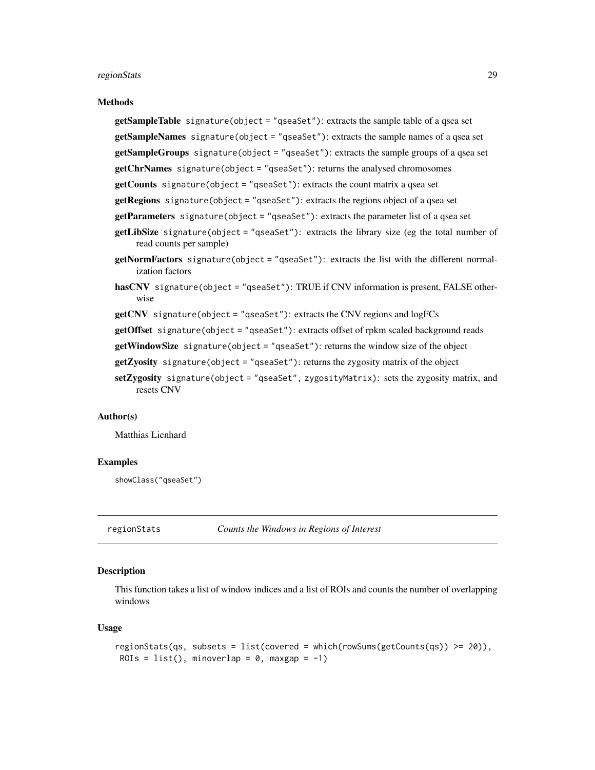### Methods

**getSampleTable** `signature(object = "qseaSet")`: extracts the sample table of a qsea set

**getSampleNames** `signature(object = "qseaSet")`: extracts the sample names of a qsea set

**getSampleGroups** `signature(object = "qseaSet")`: extracts the sample groups of a qsea set

**getChrNames** `signature(object = "qseaSet")`: returns the analysed chromosomes

**getCounts** `signature(object = "qseaSet")`: extracts the count matrix a qsea set

**getRegions** `signature(object = "qseaSet")`: extracts the regions object of a qsea set

**getParameters** `signature(object = "qseaSet")`: extracts the parameter list of a qsea set

**getLibSize** `signature(object = "qseaSet")`: extracts the library size (eg the total number of read counts per sample)

**getNormFactors** `signature(object = "qseaSet")`: extracts the list with the different normalization factors

**hasCNV** `signature(object = "qseaSet")`: TRUE if CNV information is present, FALSE otherwise

**getCNV** `signature(object = "qseaSet")`: extracts the CNV regions and logFCs

**getOffset** `signature(object = "qseaSet")`: extracts offset of rpkm scaled background reads

**getWindowSize** `signature(object = "qseaSet")`: returns the window size of the object

**getZyosity** `signature(object = "qseaSet")`: returns the zygosity matrix of the object

**setZygosity** `signature(object = "qseaSet", zygosityMatrix)`: sets the zygosity matrix, and resets CNV

### Author(s)

Matthias Lienhard

### Examples

```
showClass("qseaSet")
```

---

## regionStats — *Counts the Windows in Regions of Interest*

### Description

This function takes a list of window indices and a list of ROIs and counts the number of overlapping windows

### Usage

```
regionStats(qs, subsets = list(covered = which(rowSums(getCounts(qs)) >= 20)),
 ROIs = list(), minoverlap = 0, maxgap = -1)
```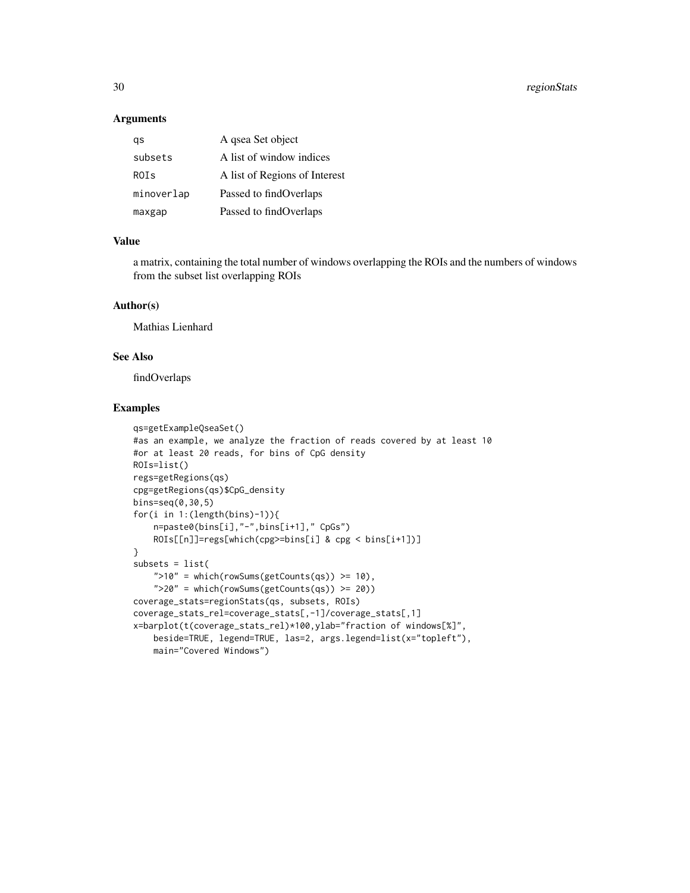## Arguments

| | |
|---|---|
| qs | A qsea Set object |
| subsets | A list of window indices |
| ROIs | A list of Regions of Interest |
| minoverlap | Passed to findOverlaps |
| maxgap | Passed to findOverlaps |

## Value

a matrix, containing the total number of windows overlapping the ROIs and the numbers of windows from the subset list overlapping ROIs

## Author(s)

Mathias Lienhard

## See Also

findOverlaps

## Examples

```
qs=getExampleQseaSet()
#as an example, we analyze the fraction of reads covered by at least 10
#or at least 20 reads, for bins of CpG density
ROIs=list()
regs=getRegions(qs)
cpg=getRegions(qs)$CpG_density
bins=seq(0,30,5)
for(i in 1:(length(bins)-1)){
    n=paste0(bins[i],"-",bins[i+1]," CpGs")
    ROIs[[n]]=regs[which(cpg>=bins[i] & cpg < bins[i+1])]
}
subsets = list(
    ">10" = which(rowSums(getCounts(qs)) >= 10),
    ">20" = which(rowSums(getCounts(qs)) >= 20))
coverage_stats=regionStats(qs, subsets, ROIs)
coverage_stats_rel=coverage_stats[,-1]/coverage_stats[,1]
x=barplot(t(coverage_stats_rel)*100,ylab="fraction of windows[%]",
    beside=TRUE, legend=TRUE, las=2, args.legend=list(x="topleft"),
    main="Covered Windows")
```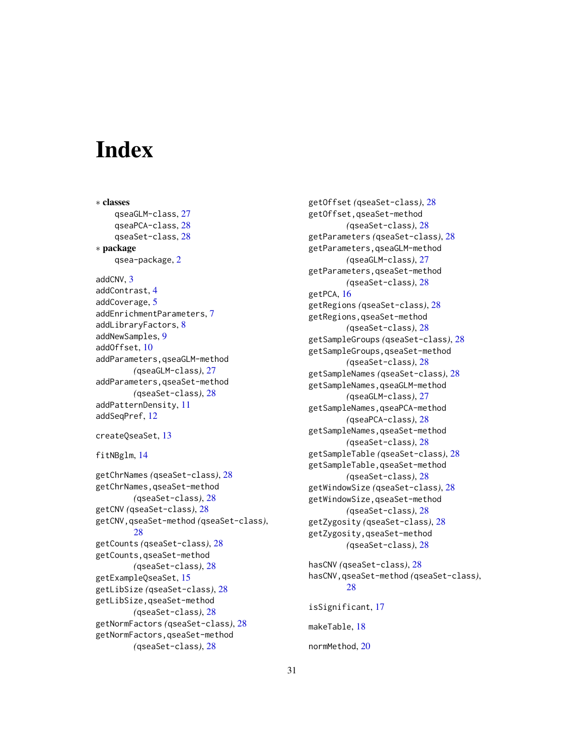# Index

∗ **classes**
- qseaGLM-class, 27
- qseaPCA-class, 28
- qseaSet-class, 28

∗ **package**
- qsea-package, 2

addCNV, 3
addContrast, 4
addCoverage, 5
addEnrichmentParameters, 7
addLibraryFactors, 8
addNewSamples, 9
addOffset, 10
addParameters,qseaGLM-method *(qseaGLM-class)*, 27
addParameters,qseaSet-method *(qseaSet-class)*, 28
addPatternDensity, 11
addSeqPref, 12

createQseaSet, 13

fitNBglm, 14

getChrNames *(qseaSet-class)*, 28
getChrNames,qseaSet-method *(qseaSet-class)*, 28
getCNV *(qseaSet-class)*, 28
getCNV,qseaSet-method *(qseaSet-class)*, 28
getCounts *(qseaSet-class)*, 28
getCounts,qseaSet-method *(qseaSet-class)*, 28
getExampleQseaSet, 15
getLibSize *(qseaSet-class)*, 28
getLibSize,qseaSet-method *(qseaSet-class)*, 28
getNormFactors *(qseaSet-class)*, 28
getNormFactors,qseaSet-method *(qseaSet-class)*, 28
getOffset *(qseaSet-class)*, 28
getOffset,qseaSet-method *(qseaSet-class)*, 28
getParameters *(qseaSet-class)*, 28
getParameters,qseaGLM-method *(qseaGLM-class)*, 27
getParameters,qseaSet-method *(qseaSet-class)*, 28
getPCA, 16
getRegions *(qseaSet-class)*, 28
getRegions,qseaSet-method *(qseaSet-class)*, 28
getSampleGroups *(qseaSet-class)*, 28
getSampleGroups,qseaSet-method *(qseaSet-class)*, 28
getSampleNames *(qseaSet-class)*, 28
getSampleNames,qseaGLM-method *(qseaGLM-class)*, 27
getSampleNames,qseaPCA-method *(qseaPCA-class)*, 28
getSampleNames,qseaSet-method *(qseaSet-class)*, 28
getSampleTable *(qseaSet-class)*, 28
getSampleTable,qseaSet-method *(qseaSet-class)*, 28
getWindowSize *(qseaSet-class)*, 28
getWindowSize,qseaSet-method *(qseaSet-class)*, 28
getZygosity *(qseaSet-class)*, 28
getZygosity,qseaSet-method *(qseaSet-class)*, 28

hasCNV *(qseaSet-class)*, 28
hasCNV,qseaSet-method *(qseaSet-class)*, 28

isSignificant, 17

makeTable, 18

normMethod, 20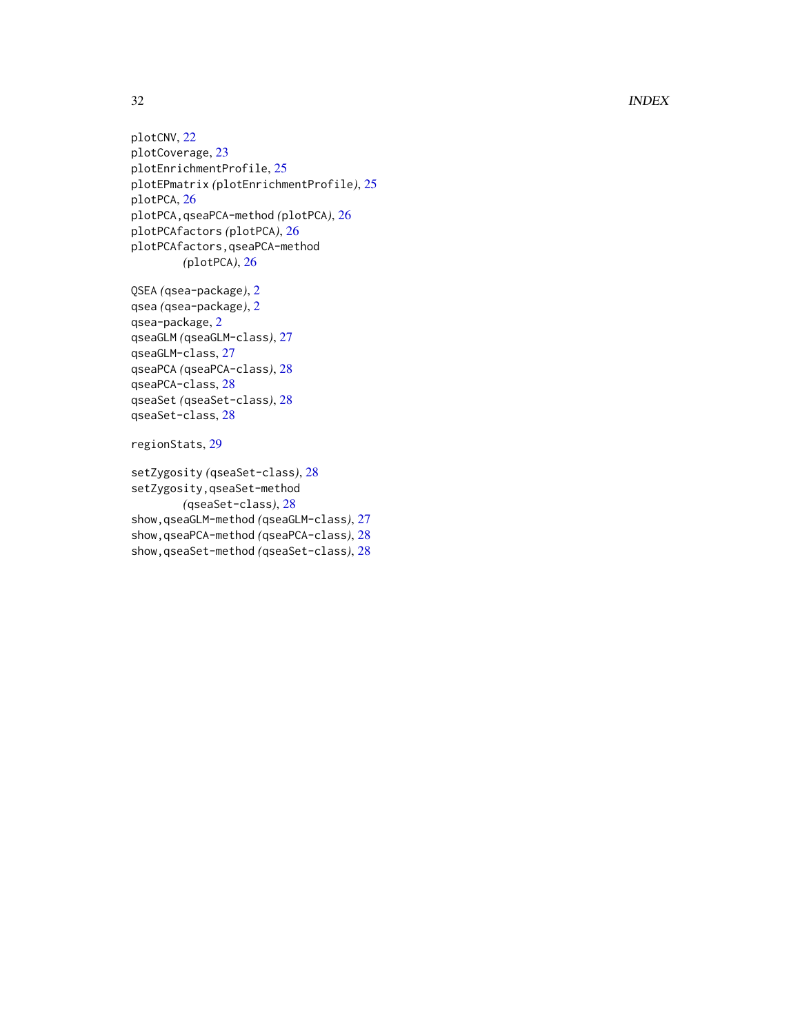plotCNV, 22
plotCoverage, 23
plotEnrichmentProfile, 25
plotEPmatrix *(plotEnrichmentProfile)*, 25
plotPCA, 26
plotPCA,qseaPCA-method *(plotPCA)*, 26
plotPCAfactors *(plotPCA)*, 26
plotPCAfactors,qseaPCA-method *(plotPCA)*, 26

QSEA *(qsea-package)*, 2
qsea *(qsea-package)*, 2
qsea-package, 2
qseaGLM *(qseaGLM-class)*, 27
qseaGLM-class, 27
qseaPCA *(qseaPCA-class)*, 28
qseaPCA-class, 28
qseaSet *(qseaSet-class)*, 28
qseaSet-class, 28

regionStats, 29

setZygosity *(qseaSet-class)*, 28
setZygosity,qseaSet-method *(qseaSet-class)*, 28
show,qseaGLM-method *(qseaGLM-class)*, 27
show,qseaPCA-method *(qseaPCA-class)*, 28
show,qseaSet-method *(qseaSet-class)*, 28